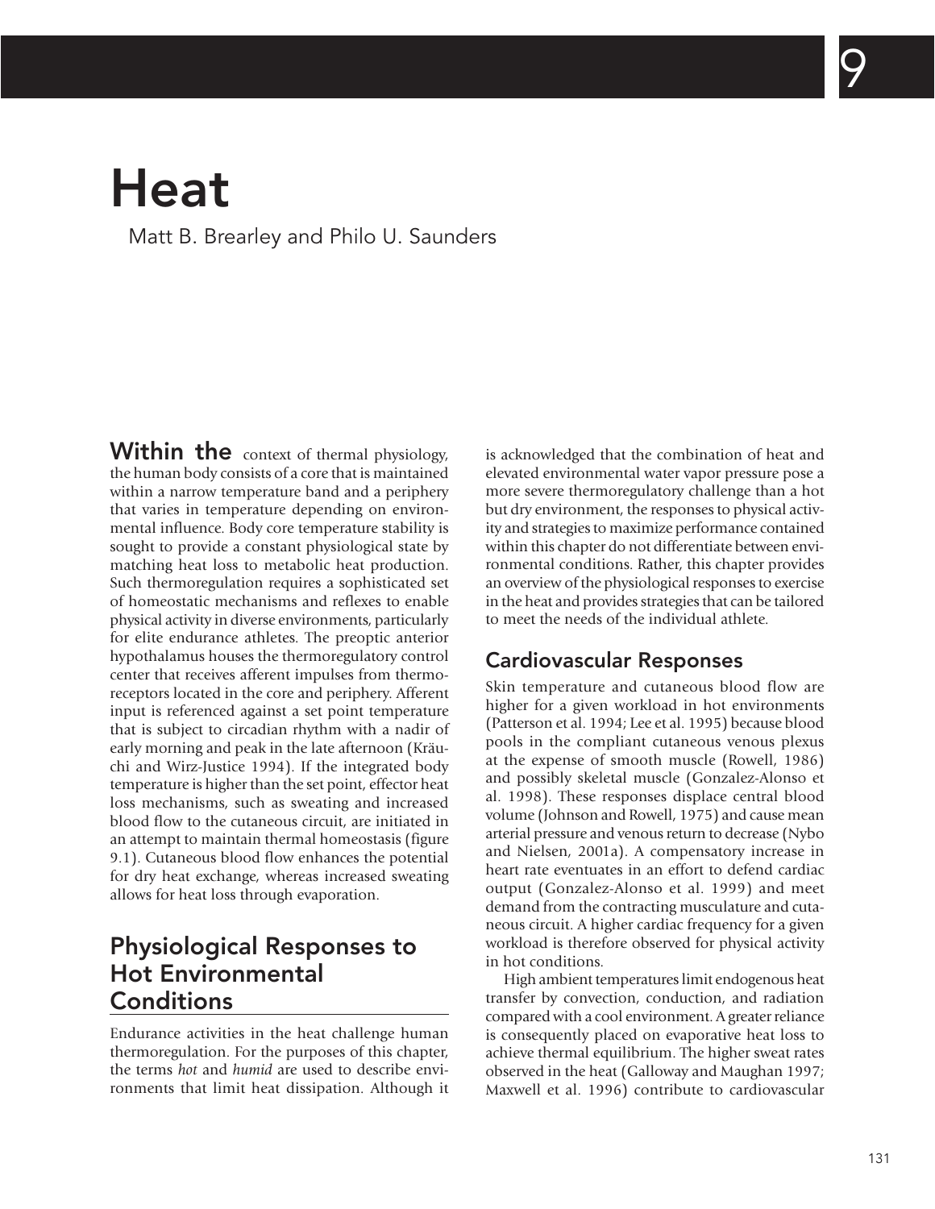# 9

# Heat

Matt B. Brearley and Philo U. Saunders

**Within the** context of thermal physiology, the human body consists of a core that is maintained within a narrow temperature band and a periphery that varies in temperature depending on environmental influence. Body core temperature stability is sought to provide a constant physiological state by matching heat loss to metabolic heat production. Such thermoregulation requires a sophisticated set of homeostatic mechanisms and reflexes to enable physical activity in diverse environments, particularly for elite endurance athletes. The preoptic anterior hypothalamus houses the thermoregulatory control center that receives afferent impulses from thermoreceptors located in the core and periphery. Afferent input is referenced against a set point temperature that is subject to circadian rhythm with a nadir of early morning and peak in the late afternoon (Kräuchi and Wirz-Justice 1994). If the integrated body temperature is higher than the set point, effector heat loss mechanisms, such as sweating and increased blood flow to the cutaneous circuit, are initiated in an attempt to maintain thermal homeostasis (figure 9.1). Cutaneous blood flow enhances the potential for dry heat exchange, whereas increased sweating allows for heat loss through evaporation.

## Physiological Responses to Hot Environmental Conditions

Endurance activities in the heat challenge human thermoregulation. For the purposes of this chapter, the terms *hot* and *humid* are used to describe environments that limit heat dissipation. Although it is acknowledged that the combination of heat and elevated environmental water vapor pressure pose a more severe thermoregulatory challenge than a hot but dry environment, the responses to physical activity and strategies to maximize performance contained within this chapter do not differentiate between environmental conditions. Rather, this chapter provides an overview of the physiological responses to exercise in the heat and provides strategies that can be tailored to meet the needs of the individual athlete.

### Cardiovascular Responses

Skin temperature and cutaneous blood flow are higher for a given workload in hot environments (Patterson et al. 1994; Lee et al. 1995) because blood pools in the compliant cutaneous venous plexus at the expense of smooth muscle (Rowell, 1986) and possibly skeletal muscle (Gonzalez-Alonso et al. 1998). These responses displace central blood volume (Johnson and Rowell, 1975) and cause mean arterial pressure and venous return to decrease (Nybo and Nielsen, 2001a). A compensatory increase in heart rate eventuates in an effort to defend cardiac output (Gonzalez-Alonso et al. 1999) and meet demand from the contracting musculature and cutaneous circuit. A higher cardiac frequency for a given workload is therefore observed for physical activity in hot conditions.

High ambient temperatures limit endogenous heat transfer by convection, conduction, and radiation compared with a cool environment. A greater reliance is consequently placed on evaporative heat loss to achieve thermal equilibrium. The higher sweat rates observed in the heat (Galloway and Maughan 1997; Maxwell et al. 1996) contribute to cardiovascular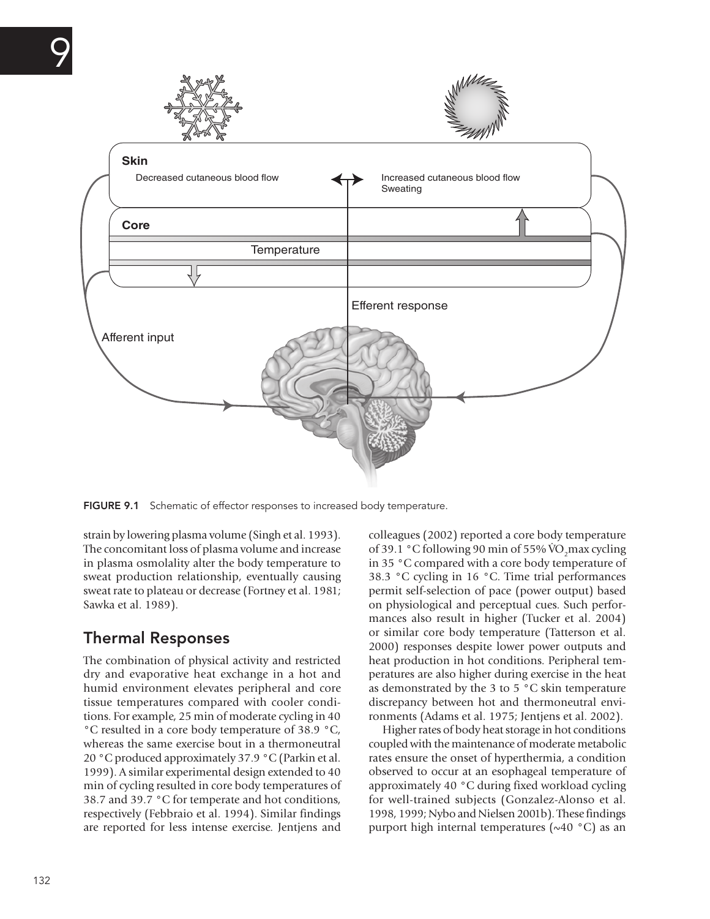FIGURE 9.1 Schematic of effector responses to increased body temperature.

strain by lowering plasma volume (Singh et al. 1993). The concomitant loss of plasma volume and increase in plasma osmolality alter the body temperature to sweat production relationship, eventually causing sweat rate to plateau or decrease (Fortney et al. 1981; Sawka et al. 1989).

## Thermal Responses

The combination of physical activity and restricted dry and evaporative heat exchange in a hot and humid environment elevates peripheral and core tissue temperatures compared with cooler conditions. For example, 25 min of moderate cycling in 40 °C resulted in a core body temperature of 38.9 °C, whereas the same exercise bout in a thermoneutral 20 °C produced approximately 37.9 °C (Parkin et al. 1999). A similar experimental design extended to 40 min of cycling resulted in core body temperatures of 38.7 and 39.7 °C for temperate and hot conditions, respectively (Febbraio et al. 1994). Similar findings are reported for less intense exercise. Jentjens and colleagues (2002) reported a core body temperature of 39.1 °C following 90 min of 55% $\dot{V}O_2$max cycling in 35 °C compared with a core body temperature of 38.3 °C cycling in 16 °C. Time trial performances permit self-selection of pace (power output) based on physiological and perceptual cues. Such performances also result in higher (Tucker et al. 2004) or similar core body temperature (Tatterson et al. 2000) responses despite lower power outputs and heat production in hot conditions. Peripheral temperatures are also higher during exercise in the heat as demonstrated by the 3 to 5 °C skin temperature discrepancy between hot and thermoneutral environments (Adams et al. 1975; Jentjens et al. 2002).

Higher rates of body heat storage in hot conditions coupled with the maintenance of moderate metabolic rates ensure the onset of hyperthermia, a condition observed to occur at an esophageal temperature of approximately 40 °C during fixed workload cycling for well-trained subjects (Gonzalez-Alonso et al. 1998, 1999; Nybo and Nielsen 2001b). These findings purport high internal temperatures (~40 °C) as an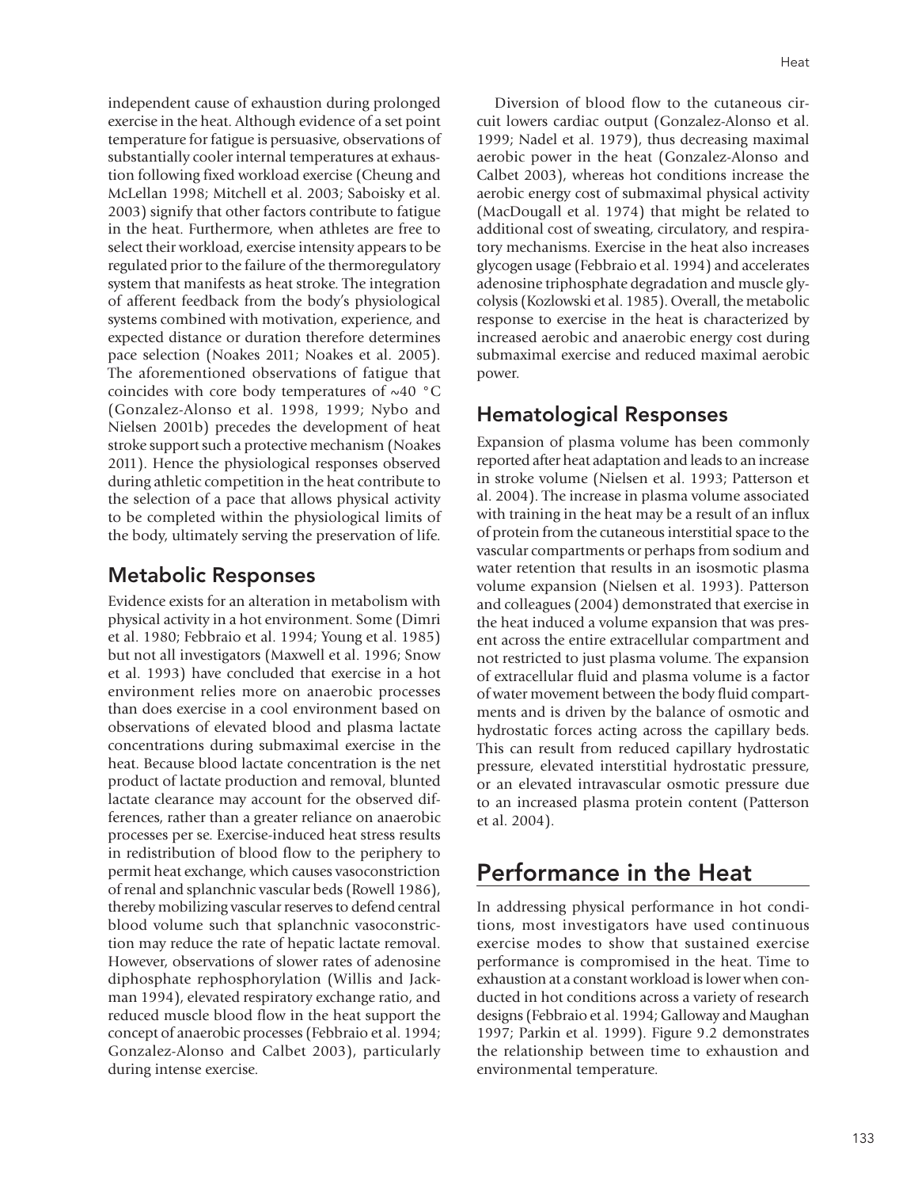independent cause of exhaustion during prolonged exercise in the heat. Although evidence of a set point temperature for fatigue is persuasive, observations of substantially cooler internal temperatures at exhaustion following fixed workload exercise (Cheung and McLellan 1998; Mitchell et al. 2003; Saboisky et al. 2003) signify that other factors contribute to fatigue in the heat. Furthermore, when athletes are free to select their workload, exercise intensity appears to be regulated prior to the failure of the thermoregulatory system that manifests as heat stroke. The integration of afferent feedback from the body's physiological systems combined with motivation, experience, and expected distance or duration therefore determines pace selection (Noakes 2011; Noakes et al. 2005). The aforementioned observations of fatigue that coincides with core body temperatures of ~40 °C (Gonzalez-Alonso et al. 1998, 1999; Nybo and Nielsen 2001b) precedes the development of heat stroke support such a protective mechanism (Noakes 2011). Hence the physiological responses observed during athletic competition in the heat contribute to the selection of a pace that allows physical activity to be completed within the physiological limits of the body, ultimately serving the preservation of life.

## Metabolic Responses

Evidence exists for an alteration in metabolism with physical activity in a hot environment. Some (Dimri et al. 1980; Febbraio et al. 1994; Young et al. 1985) but not all investigators (Maxwell et al. 1996; Snow et al. 1993) have concluded that exercise in a hot environment relies more on anaerobic processes than does exercise in a cool environment based on observations of elevated blood and plasma lactate concentrations during submaximal exercise in the heat. Because blood lactate concentration is the net product of lactate production and removal, blunted lactate clearance may account for the observed differences, rather than a greater reliance on anaerobic processes per se. Exercise-induced heat stress results in redistribution of blood flow to the periphery to permit heat exchange, which causes vasoconstriction of renal and splanchnic vascular beds (Rowell 1986), thereby mobilizing vascular reserves to defend central blood volume such that splanchnic vasoconstriction may reduce the rate of hepatic lactate removal. However, observations of slower rates of adenosine diphosphate rephosphorylation (Willis and Jackman 1994), elevated respiratory exchange ratio, and reduced muscle blood flow in the heat support the concept of anaerobic processes (Febbraio et al. 1994; Gonzalez-Alonso and Calbet 2003), particularly during intense exercise.

Diversion of blood flow to the cutaneous circuit lowers cardiac output (Gonzalez-Alonso et al. 1999; Nadel et al. 1979), thus decreasing maximal aerobic power in the heat (Gonzalez-Alonso and Calbet 2003), whereas hot conditions increase the aerobic energy cost of submaximal physical activity (MacDougall et al. 1974) that might be related to additional cost of sweating, circulatory, and respiratory mechanisms. Exercise in the heat also increases glycogen usage (Febbraio et al. 1994) and accelerates adenosine triphosphate degradation and muscle glycolysis (Kozlowski et al. 1985). Overall, the metabolic response to exercise in the heat is characterized by increased aerobic and anaerobic energy cost during submaximal exercise and reduced maximal aerobic power.

## Hematological Responses

Expansion of plasma volume has been commonly reported after heat adaptation and leads to an increase in stroke volume (Nielsen et al. 1993; Patterson et al. 2004). The increase in plasma volume associated with training in the heat may be a result of an influx of protein from the cutaneous interstitial space to the vascular compartments or perhaps from sodium and water retention that results in an isosmotic plasma volume expansion (Nielsen et al. 1993). Patterson and colleagues (2004) demonstrated that exercise in the heat induced a volume expansion that was present across the entire extracellular compartment and not restricted to just plasma volume. The expansion of extracellular fluid and plasma volume is a factor of water movement between the body fluid compartments and is driven by the balance of osmotic and hydrostatic forces acting across the capillary beds. This can result from reduced capillary hydrostatic pressure, elevated interstitial hydrostatic pressure, or an elevated intravascular osmotic pressure due to an increased plasma protein content (Patterson et al. 2004).

# Performance in the Heat

In addressing physical performance in hot conditions, most investigators have used continuous exercise modes to show that sustained exercise performance is compromised in the heat. Time to exhaustion at a constant workload is lower when conducted in hot conditions across a variety of research designs (Febbraio et al. 1994; Galloway and Maughan 1997; Parkin et al. 1999). Figure 9.2 demonstrates the relationship between time to exhaustion and environmental temperature.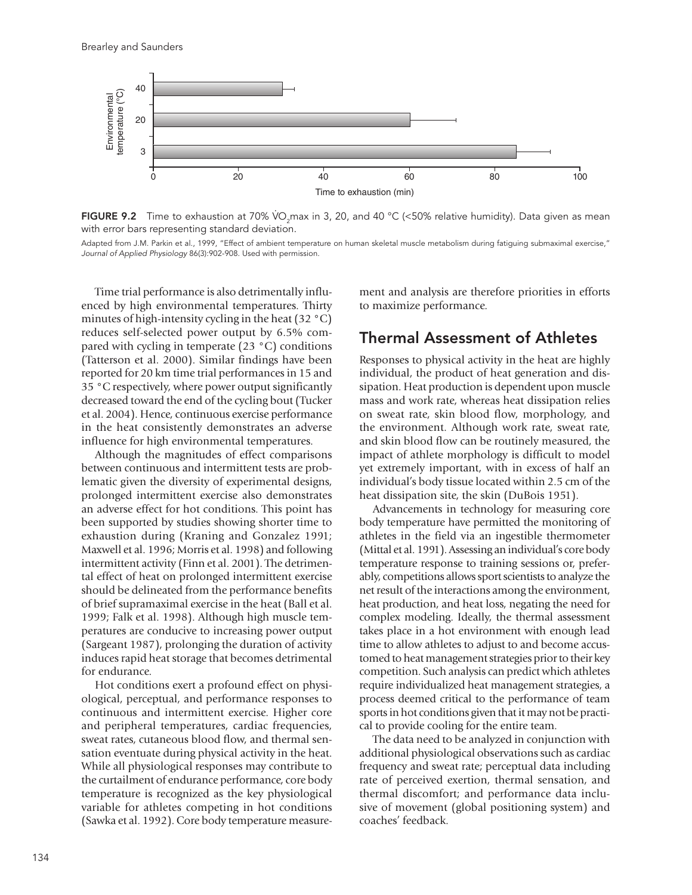**FIGURE 9.2** Time to exhaustion at 70% $\dot{V}O_2$max in 3, 20, and 40 °C (<50% relative humidity). Data given as mean with error bars representing standard deviation.

Adapted from J.M. Parkin et al., 1999, "Effect of ambient temperature on human skeletal muscle metabolism during fatiguing submaximal exercise," *Journal of Applied Physiology* 86(3):902-908. Used with permission.

Time trial performance is also detrimentally influenced by high environmental temperatures. Thirty minutes of high-intensity cycling in the heat (32 °C) reduces self-selected power output by 6.5% compared with cycling in temperate (23 °C) conditions (Tatterson et al. 2000). Similar findings have been reported for 20 km time trial performances in 15 and 35 °C respectively, where power output significantly decreased toward the end of the cycling bout (Tucker et al. 2004). Hence, continuous exercise performance in the heat consistently demonstrates an adverse influence for high environmental temperatures.

Although the magnitudes of effect comparisons between continuous and intermittent tests are problematic given the diversity of experimental designs, prolonged intermittent exercise also demonstrates an adverse effect for hot conditions. This point has been supported by studies showing shorter time to exhaustion during (Kraning and Gonzalez 1991; Maxwell et al. 1996; Morris et al. 1998) and following intermittent activity (Finn et al. 2001). The detrimental effect of heat on prolonged intermittent exercise should be delineated from the performance benefits of brief supramaximal exercise in the heat (Ball et al. 1999; Falk et al. 1998). Although high muscle temperatures are conducive to increasing power output (Sargeant 1987), prolonging the duration of activity induces rapid heat storage that becomes detrimental for endurance.

Hot conditions exert a profound effect on physiological, perceptual, and performance responses to continuous and intermittent exercise. Higher core and peripheral temperatures, cardiac frequencies, sweat rates, cutaneous blood flow, and thermal sensation eventuate during physical activity in the heat. While all physiological responses may contribute to the curtailment of endurance performance, core body temperature is recognized as the key physiological variable for athletes competing in hot conditions (Sawka et al. 1992). Core body temperature measurement and analysis are therefore priorities in efforts to maximize performance.

## Thermal Assessment of Athletes

Responses to physical activity in the heat are highly individual, the product of heat generation and dissipation. Heat production is dependent upon muscle mass and work rate, whereas heat dissipation relies on sweat rate, skin blood flow, morphology, and the environment. Although work rate, sweat rate, and skin blood flow can be routinely measured, the impact of athlete morphology is difficult to model yet extremely important, with in excess of half an individual's body tissue located within 2.5 cm of the heat dissipation site, the skin (DuBois 1951).

Advancements in technology for measuring core body temperature have permitted the monitoring of athletes in the field via an ingestible thermometer (Mittal et al. 1991). Assessing an individual's core body temperature response to training sessions or, preferably, competitions allows sport scientists to analyze the net result of the interactions among the environment, heat production, and heat loss, negating the need for complex modeling. Ideally, the thermal assessment takes place in a hot environment with enough lead time to allow athletes to adjust to and become accustomed to heat management strategies prior to their key competition. Such analysis can predict which athletes require individualized heat management strategies, a process deemed critical to the performance of team sports in hot conditions given that it may not be practical to provide cooling for the entire team.

The data need to be analyzed in conjunction with additional physiological observations such as cardiac frequency and sweat rate; perceptual data including rate of perceived exertion, thermal sensation, and thermal discomfort; and performance data inclusive of movement (global positioning system) and coaches' feedback.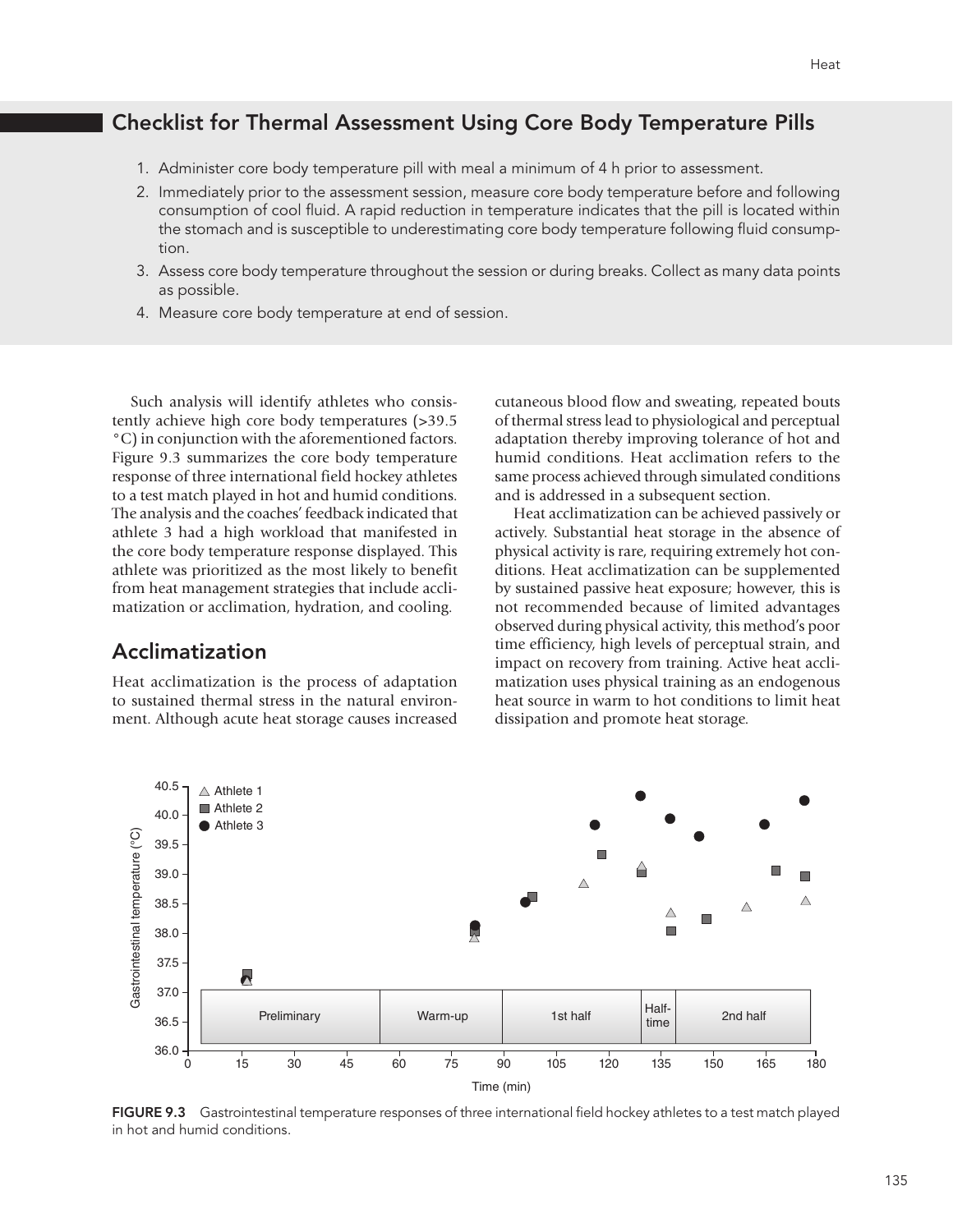## Checklist for Thermal Assessment Using Core Body Temperature Pills

1. Administer core body temperature pill with meal a minimum of 4 h prior to assessment.
2. Immediately prior to the assessment session, measure core body temperature before and following consumption of cool fluid. A rapid reduction in temperature indicates that the pill is located within the stomach and is susceptible to underestimating core body temperature following fluid consumption.
3. Assess core body temperature throughout the session or during breaks. Collect as many data points as possible.
4. Measure core body temperature at end of session.

Such analysis will identify athletes who consistently achieve high core body temperatures (>39.5 °C) in conjunction with the aforementioned factors. Figure 9.3 summarizes the core body temperature response of three international field hockey athletes to a test match played in hot and humid conditions. The analysis and the coaches' feedback indicated that athlete 3 had a high workload that manifested in the core body temperature response displayed. This athlete was prioritized as the most likely to benefit from heat management strategies that include acclimatization or acclimation, hydration, and cooling.

## Acclimatization

Heat acclimatization is the process of adaptation to sustained thermal stress in the natural environment. Although acute heat storage causes increased cutaneous blood flow and sweating, repeated bouts of thermal stress lead to physiological and perceptual adaptation thereby improving tolerance of hot and humid conditions. Heat acclimation refers to the same process achieved through simulated conditions and is addressed in a subsequent section.

Heat acclimatization can be achieved passively or actively. Substantial heat storage in the absence of physical activity is rare, requiring extremely hot conditions. Heat acclimatization can be supplemented by sustained passive heat exposure; however, this is not recommended because of limited advantages observed during physical activity, this method's poor time efficiency, high levels of perceptual strain, and impact on recovery from training. Active heat acclimatization uses physical training as an endogenous heat source in warm to hot conditions to limit heat dissipation and promote heat storage.

**FIGURE 9.3** Gastrointestinal temperature responses of three international field hockey athletes to a test match played in hot and humid conditions.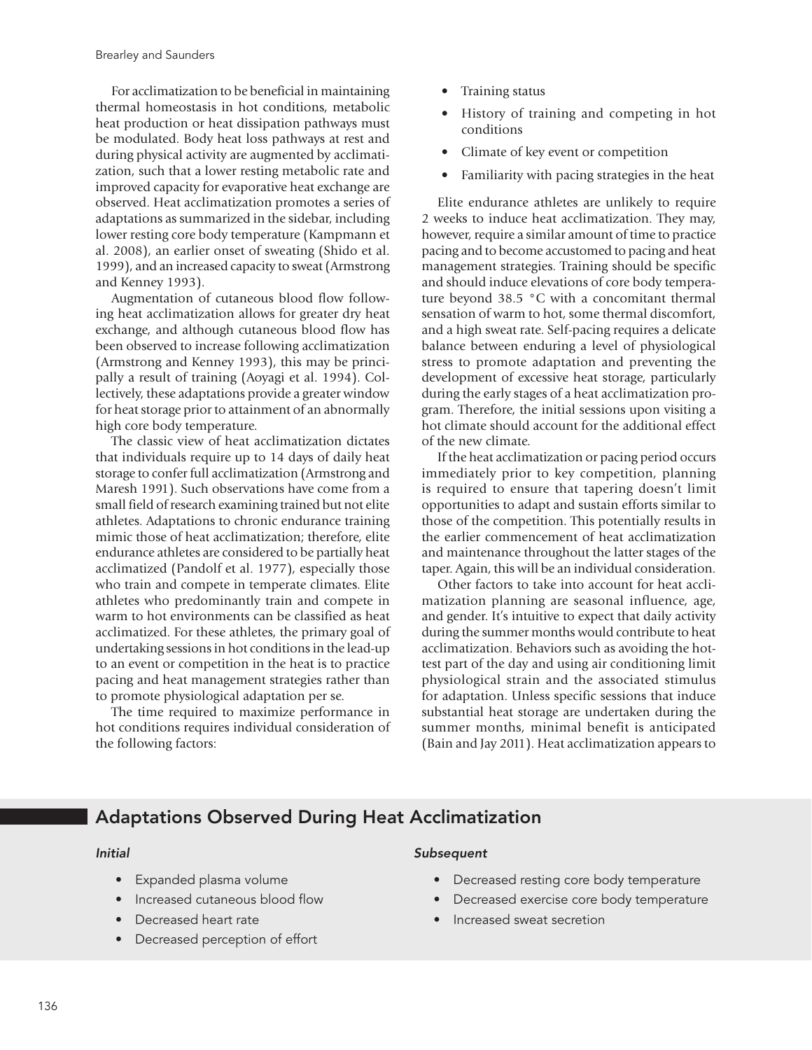For acclimatization to be beneficial in maintaining thermal homeostasis in hot conditions, metabolic heat production or heat dissipation pathways must be modulated. Body heat loss pathways at rest and during physical activity are augmented by acclimatization, such that a lower resting metabolic rate and improved capacity for evaporative heat exchange are observed. Heat acclimatization promotes a series of adaptations as summarized in the sidebar, including lower resting core body temperature (Kampmann et al. 2008), an earlier onset of sweating (Shido et al. 1999), and an increased capacity to sweat (Armstrong and Kenney 1993).

Augmentation of cutaneous blood flow following heat acclimatization allows for greater dry heat exchange, and although cutaneous blood flow has been observed to increase following acclimatization (Armstrong and Kenney 1993), this may be principally a result of training (Aoyagi et al. 1994). Collectively, these adaptations provide a greater window for heat storage prior to attainment of an abnormally high core body temperature.

The classic view of heat acclimatization dictates that individuals require up to 14 days of daily heat storage to confer full acclimatization (Armstrong and Maresh 1991). Such observations have come from a small field of research examining trained but not elite athletes. Adaptations to chronic endurance training mimic those of heat acclimatization; therefore, elite endurance athletes are considered to be partially heat acclimatized (Pandolf et al. 1977), especially those who train and compete in temperate climates. Elite athletes who predominantly train and compete in warm to hot environments can be classified as heat acclimatized. For these athletes, the primary goal of undertaking sessions in hot conditions in the lead-up to an event or competition in the heat is to practice pacing and heat management strategies rather than to promote physiological adaptation per se.

The time required to maximize performance in hot conditions requires individual consideration of the following factors:

- Training status
- History of training and competing in hot conditions
- Climate of key event or competition
- Familiarity with pacing strategies in the heat

Elite endurance athletes are unlikely to require 2 weeks to induce heat acclimatization. They may, however, require a similar amount of time to practice pacing and to become accustomed to pacing and heat management strategies. Training should be specific and should induce elevations of core body temperature beyond 38.5 °C with a concomitant thermal sensation of warm to hot, some thermal discomfort, and a high sweat rate. Self-pacing requires a delicate balance between enduring a level of physiological stress to promote adaptation and preventing the development of excessive heat storage, particularly during the early stages of a heat acclimatization program. Therefore, the initial sessions upon visiting a hot climate should account for the additional effect of the new climate.

If the heat acclimatization or pacing period occurs immediately prior to key competition, planning is required to ensure that tapering doesn't limit opportunities to adapt and sustain efforts similar to those of the competition. This potentially results in the earlier commencement of heat acclimatization and maintenance throughout the latter stages of the taper. Again, this will be an individual consideration.

Other factors to take into account for heat acclimatization planning are seasonal influence, age, and gender. It's intuitive to expect that daily activity during the summer months would contribute to heat acclimatization. Behaviors such as avoiding the hottest part of the day and using air conditioning limit physiological strain and the associated stimulus for adaptation. Unless specific sessions that induce substantial heat storage are undertaken during the summer months, minimal benefit is anticipated (Bain and Jay 2011). Heat acclimatization appears to

## Adaptations Observed During Heat Acclimatization

*Initial*

- Expanded plasma volume
- Increased cutaneous blood flow
- Decreased heart rate
- Decreased perception of effort

*Subsequent*

- Decreased resting core body temperature
- Decreased exercise core body temperature
- Increased sweat secretion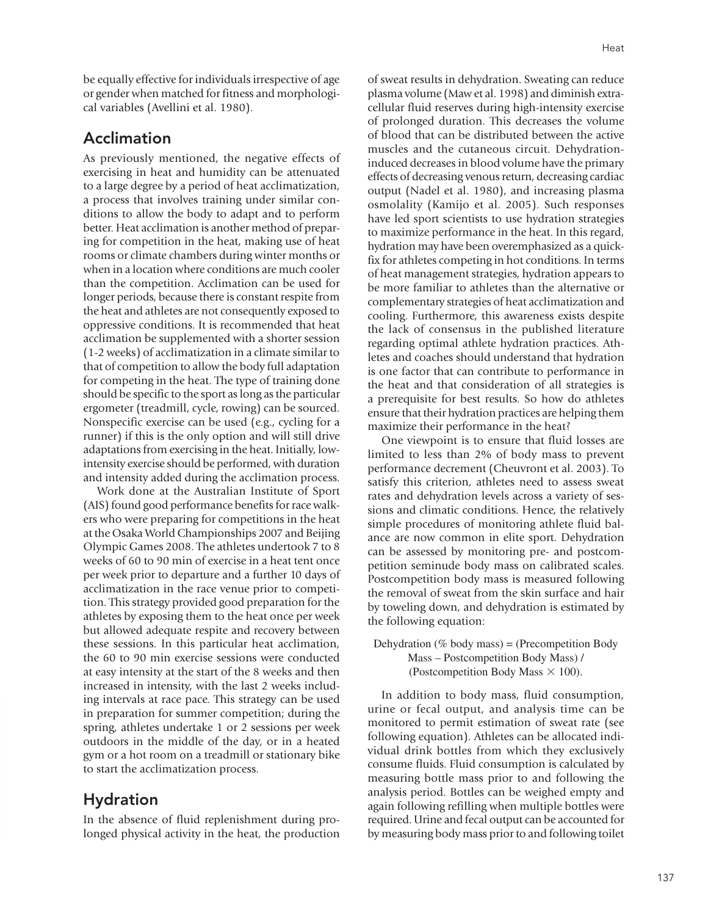be equally effective for individuals irrespective of age or gender when matched for fitness and morphological variables (Avellini et al. 1980).

## Acclimation

As previously mentioned, the negative effects of exercising in heat and humidity can be attenuated to a large degree by a period of heat acclimatization, a process that involves training under similar conditions to allow the body to adapt and to perform better. Heat acclimation is another method of preparing for competition in the heat, making use of heat rooms or climate chambers during winter months or when in a location where conditions are much cooler than the competition. Acclimation can be used for longer periods, because there is constant respite from the heat and athletes are not consequently exposed to oppressive conditions. It is recommended that heat acclimation be supplemented with a shorter session (1-2 weeks) of acclimatization in a climate similar to that of competition to allow the body full adaptation for competing in the heat. The type of training done should be specific to the sport as long as the particular ergometer (treadmill, cycle, rowing) can be sourced. Nonspecific exercise can be used (e.g., cycling for a runner) if this is the only option and will still drive adaptations from exercising in the heat. Initially, low-intensity exercise should be performed, with duration and intensity added during the acclimation process.

Work done at the Australian Institute of Sport (AIS) found good performance benefits for race walkers who were preparing for competitions in the heat at the Osaka World Championships 2007 and Beijing Olympic Games 2008. The athletes undertook 7 to 8 weeks of 60 to 90 min of exercise in a heat tent once per week prior to departure and a further 10 days of acclimatization in the race venue prior to competition. This strategy provided good preparation for the athletes by exposing them to the heat once per week but allowed adequate respite and recovery between these sessions. In this particular heat acclimation, the 60 to 90 min exercise sessions were conducted at easy intensity at the start of the 8 weeks and then increased in intensity, with the last 2 weeks including intervals at race pace. This strategy can be used in preparation for summer competition; during the spring, athletes undertake 1 or 2 sessions per week outdoors in the middle of the day, or in a heated gym or a hot room on a treadmill or stationary bike to start the acclimatization process.

## Hydration

In the absence of fluid replenishment during prolonged physical activity in the heat, the production of sweat results in dehydration. Sweating can reduce plasma volume (Maw et al. 1998) and diminish extracellular fluid reserves during high-intensity exercise of prolonged duration. This decreases the volume of blood that can be distributed between the active muscles and the cutaneous circuit. Dehydration-induced decreases in blood volume have the primary effects of decreasing venous return, decreasing cardiac output (Nadel et al. 1980), and increasing plasma osmolality (Kamijo et al. 2005). Such responses have led sport scientists to use hydration strategies to maximize performance in the heat. In this regard, hydration may have been overemphasized as a quick-fix for athletes competing in hot conditions. In terms of heat management strategies, hydration appears to be more familiar to athletes than the alternative or complementary strategies of heat acclimatization and cooling. Furthermore, this awareness exists despite the lack of consensus in the published literature regarding optimal athlete hydration practices. Athletes and coaches should understand that hydration is one factor that can contribute to performance in the heat and that consideration of all strategies is a prerequisite for best results. So how do athletes ensure that their hydration practices are helping them maximize their performance in the heat?

One viewpoint is to ensure that fluid losses are limited to less than 2% of body mass to prevent performance decrement (Cheuvront et al. 2003). To satisfy this criterion, athletes need to assess sweat rates and dehydration levels across a variety of sessions and climatic conditions. Hence, the relatively simple procedures of monitoring athlete fluid balance are now common in elite sport. Dehydration can be assessed by monitoring pre- and postcompetition seminude body mass on calibrated scales. Postcompetition body mass is measured following the removal of sweat from the skin surface and hair by toweling down, and dehydration is estimated by the following equation:

$$\text{Dehydration (\% body mass)} = (\text{Precompetition Body Mass} - \text{Postcompetition Body Mass}) / (\text{Postcompetition Body Mass} \times 100).$$

In addition to body mass, fluid consumption, urine or fecal output, and analysis time can be monitored to permit estimation of sweat rate (see following equation). Athletes can be allocated individual drink bottles from which they exclusively consume fluids. Fluid consumption is calculated by measuring bottle mass prior to and following the analysis period. Bottles can be weighed empty and again following refilling when multiple bottles were required. Urine and fecal output can be accounted for by measuring body mass prior to and following toilet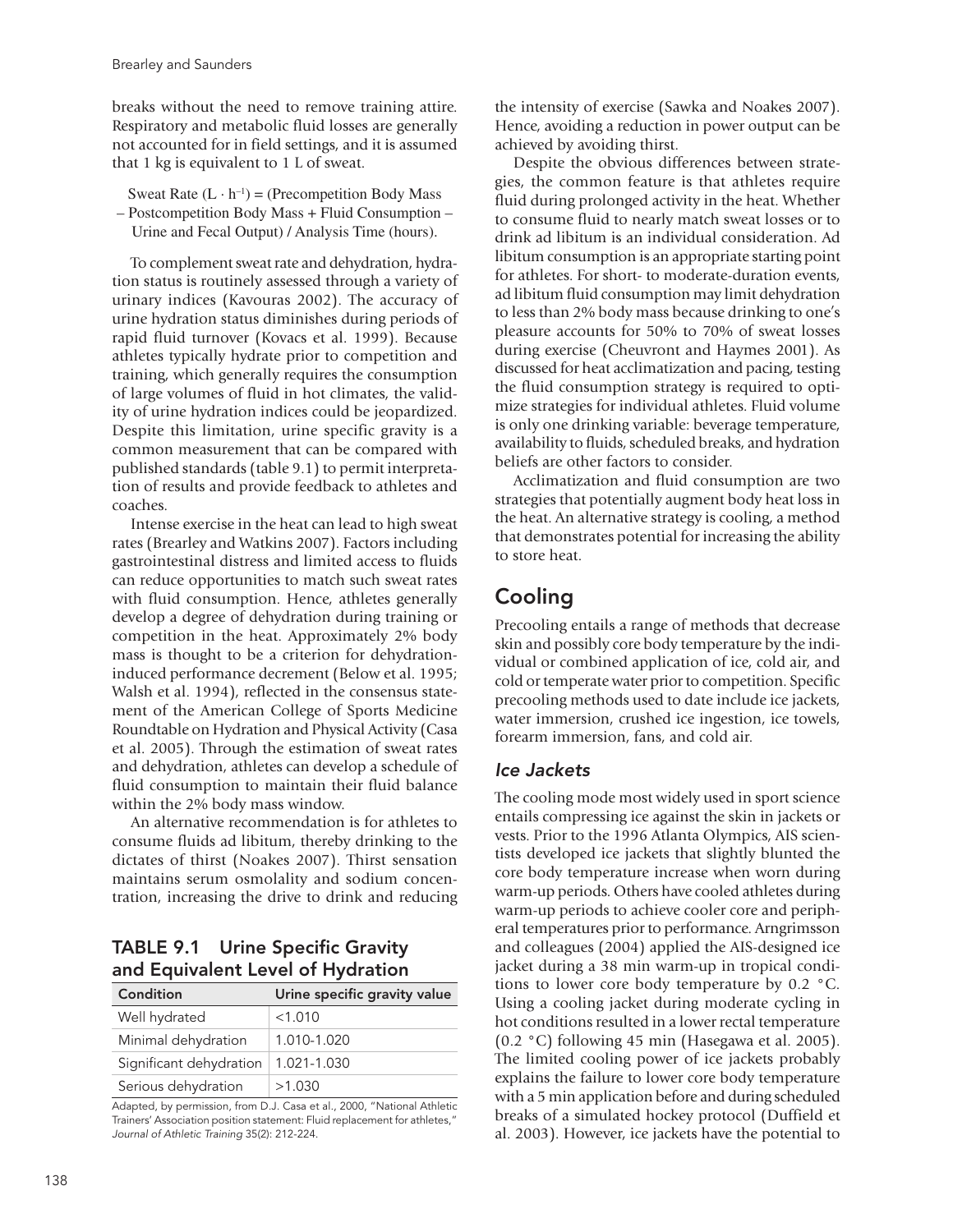breaks without the need to remove training attire. Respiratory and metabolic fluid losses are generally not accounted for in field settings, and it is assumed that 1 kg is equivalent to 1 L of sweat.

$$\text{Sweat Rate } (\text{L} \cdot \text{h}^{-1}) = (\text{Precompetition Body Mass} - \text{Postcompetition Body Mass} + \text{Fluid Consumption} - \text{Urine and Fecal Output}) \,/\, \text{Analysis Time (hours)}.$$

To complement sweat rate and dehydration, hydration status is routinely assessed through a variety of urinary indices (Kavouras 2002). The accuracy of urine hydration status diminishes during periods of rapid fluid turnover (Kovacs et al. 1999). Because athletes typically hydrate prior to competition and training, which generally requires the consumption of large volumes of fluid in hot climates, the validity of urine hydration indices could be jeopardized. Despite this limitation, urine specific gravity is a common measurement that can be compared with published standards (table 9.1) to permit interpretation of results and provide feedback to athletes and coaches.

Intense exercise in the heat can lead to high sweat rates (Brearley and Watkins 2007). Factors including gastrointestinal distress and limited access to fluids can reduce opportunities to match such sweat rates with fluid consumption. Hence, athletes generally develop a degree of dehydration during training or competition in the heat. Approximately 2% body mass is thought to be a criterion for dehydration-induced performance decrement (Below et al. 1995; Walsh et al. 1994), reflected in the consensus statement of the American College of Sports Medicine Roundtable on Hydration and Physical Activity (Casa et al. 2005). Through the estimation of sweat rates and dehydration, athletes can develop a schedule of fluid consumption to maintain their fluid balance within the 2% body mass window.

An alternative recommendation is for athletes to consume fluids ad libitum, thereby drinking to the dictates of thirst (Noakes 2007). Thirst sensation maintains serum osmolality and sodium concentration, increasing the drive to drink and reducing the intensity of exercise (Sawka and Noakes 2007). Hence, avoiding a reduction in power output can be achieved by avoiding thirst.

Despite the obvious differences between strategies, the common feature is that athletes require fluid during prolonged activity in the heat. Whether to consume fluid to nearly match sweat losses or to drink ad libitum is an individual consideration. Ad libitum consumption is an appropriate starting point for athletes. For short- to moderate-duration events, ad libitum fluid consumption may limit dehydration to less than 2% body mass because drinking to one's pleasure accounts for 50% to 70% of sweat losses during exercise (Cheuvront and Haymes 2001). As discussed for heat acclimatization and pacing, testing the fluid consumption strategy is required to optimize strategies for individual athletes. Fluid volume is only one drinking variable: beverage temperature, availability to fluids, scheduled breaks, and hydration beliefs are other factors to consider.

Acclimatization and fluid consumption are two strategies that potentially augment body heat loss in the heat. An alternative strategy is cooling, a method that demonstrates potential for increasing the ability to store heat.

**TABLE 9.1 Urine Specific Gravity and Equivalent Level of Hydration**

| Condition | Urine specific gravity value |
|---|---|
| Well hydrated | <1.010 |
| Minimal dehydration | 1.010-1.020 |
| Significant dehydration | 1.021-1.030 |
| Serious dehydration | >1.030 |

Adapted, by permission, from D.J. Casa et al., 2000, "National Athletic Trainers' Association position statement: Fluid replacement for athletes," *Journal of Athletic Training* 35(2): 212-224.

## Cooling

Precooling entails a range of methods that decrease skin and possibly core body temperature by the individual or combined application of ice, cold air, and cold or temperate water prior to competition. Specific precooling methods used to date include ice jackets, water immersion, crushed ice ingestion, ice towels, forearm immersion, fans, and cold air.

### *Ice Jackets*

The cooling mode most widely used in sport science entails compressing ice against the skin in jackets or vests. Prior to the 1996 Atlanta Olympics, AIS scientists developed ice jackets that slightly blunted the core body temperature increase when worn during warm-up periods. Others have cooled athletes during warm-up periods to achieve cooler core and peripheral temperatures prior to performance. Arngrimsson and colleagues (2004) applied the AIS-designed ice jacket during a 38 min warm-up in tropical conditions to lower core body temperature by 0.2 °C. Using a cooling jacket during moderate cycling in hot conditions resulted in a lower rectal temperature (0.2 °C) following 45 min (Hasegawa et al. 2005). The limited cooling power of ice jackets probably explains the failure to lower core body temperature with a 5 min application before and during scheduled breaks of a simulated hockey protocol (Duffield et al. 2003). However, ice jackets have the potential to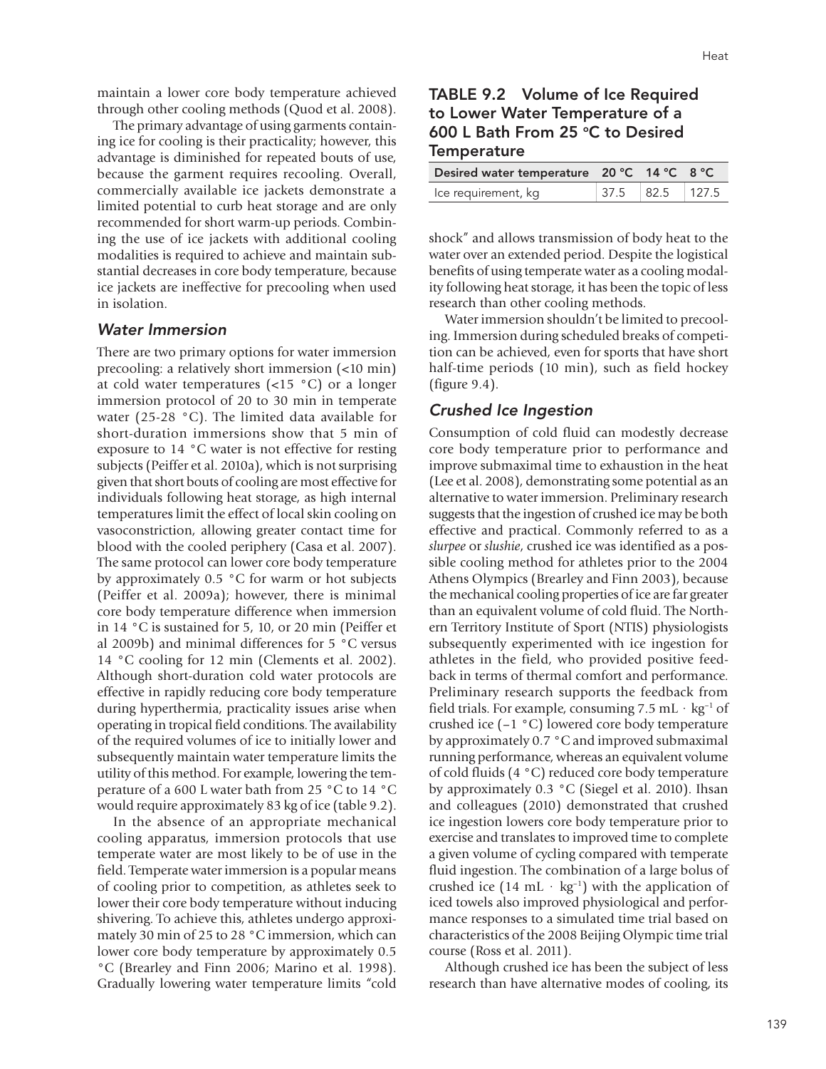maintain a lower core body temperature achieved through other cooling methods (Quod et al. 2008).

The primary advantage of using garments containing ice for cooling is their practicality; however, this advantage is diminished for repeated bouts of use, because the garment requires recooling. Overall, commercially available ice jackets demonstrate a limited potential to curb heat storage and are only recommended for short warm-up periods. Combining the use of ice jackets with additional cooling modalities is required to achieve and maintain substantial decreases in core body temperature, because ice jackets are ineffective for precooling when used in isolation.

### *Water Immersion*

There are two primary options for water immersion precooling: a relatively short immersion (<10 min) at cold water temperatures (<15 °C) or a longer immersion protocol of 20 to 30 min in temperate water (25-28 °C). The limited data available for short-duration immersions show that 5 min of exposure to 14 °C water is not effective for resting subjects (Peiffer et al. 2010a), which is not surprising given that short bouts of cooling are most effective for individuals following heat storage, as high internal temperatures limit the effect of local skin cooling on vasoconstriction, allowing greater contact time for blood with the cooled periphery (Casa et al. 2007). The same protocol can lower core body temperature by approximately 0.5 °C for warm or hot subjects (Peiffer et al. 2009a); however, there is minimal core body temperature difference when immersion in 14 °C is sustained for 5, 10, or 20 min (Peiffer et al 2009b) and minimal differences for 5 °C versus 14 °C cooling for 12 min (Clements et al. 2002). Although short-duration cold water protocols are effective in rapidly reducing core body temperature during hyperthermia, practicality issues arise when operating in tropical field conditions. The availability of the required volumes of ice to initially lower and subsequently maintain water temperature limits the utility of this method. For example, lowering the temperature of a 600 L water bath from 25 °C to 14 °C would require approximately 83 kg of ice (table 9.2).

In the absence of an appropriate mechanical cooling apparatus, immersion protocols that use temperate water are most likely to be of use in the field. Temperate water immersion is a popular means of cooling prior to competition, as athletes seek to lower their core body temperature without inducing shivering. To achieve this, athletes undergo approximately 30 min of 25 to 28 °C immersion, which can lower core body temperature by approximately 0.5 °C (Brearley and Finn 2006; Marino et al. 1998). Gradually lowering water temperature limits "cold shock" and allows transmission of body heat to the water over an extended period. Despite the logistical benefits of using temperate water as a cooling modality following heat storage, it has been the topic of less research than other cooling methods.

**TABLE 9.2 Volume of Ice Required to Lower Water Temperature of a 600 L Bath From 25 °C to Desired Temperature**

| Desired water temperature | 20 °C | 14 °C | 8 °C |
|---|---|---|---|
| Ice requirement, kg | 37.5 | 82.5 | 127.5 |

Water immersion shouldn't be limited to precooling. Immersion during scheduled breaks of competition can be achieved, even for sports that have short half-time periods (10 min), such as field hockey (figure 9.4).

### *Crushed Ice Ingestion*

Consumption of cold fluid can modestly decrease core body temperature prior to performance and improve submaximal time to exhaustion in the heat (Lee et al. 2008), demonstrating some potential as an alternative to water immersion. Preliminary research suggests that the ingestion of crushed ice may be both effective and practical. Commonly referred to as a *slurpee* or *slushie*, crushed ice was identified as a possible cooling method for athletes prior to the 2004 Athens Olympics (Brearley and Finn 2003), because the mechanical cooling properties of ice are far greater than an equivalent volume of cold fluid. The Northern Territory Institute of Sport (NTIS) physiologists subsequently experimented with ice ingestion for athletes in the field, who provided positive feedback in terms of thermal comfort and performance. Preliminary research supports the feedback from field trials. For example, consuming 7.5 mL · $kg^{-1}$ of crushed ice (−1 °C) lowered core body temperature by approximately 0.7 °C and improved submaximal running performance, whereas an equivalent volume of cold fluids (4 °C) reduced core body temperature by approximately 0.3 °C (Siegel et al. 2010). Ihsan and colleagues (2010) demonstrated that crushed ice ingestion lowers core body temperature prior to exercise and translates to improved time to complete a given volume of cycling compared with temperate fluid ingestion. The combination of a large bolus of crushed ice (14 mL · $kg^{-1}$) with the application of iced towels also improved physiological and performance responses to a simulated time trial based on characteristics of the 2008 Beijing Olympic time trial course (Ross et al. 2011).

Although crushed ice has been the subject of less research than have alternative modes of cooling, its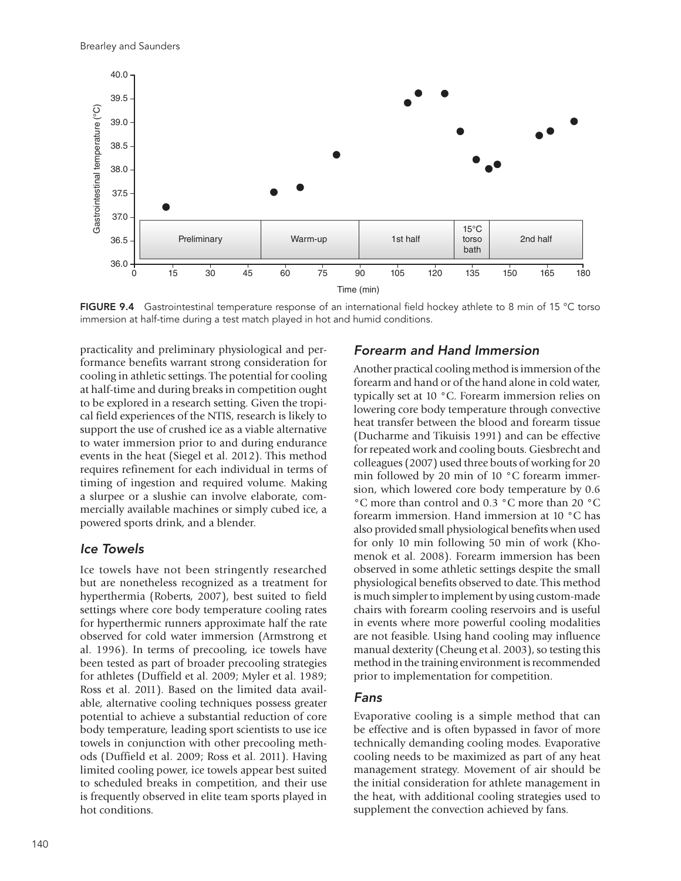FIGURE 9.4 Gastrointestinal temperature response of an international field hockey athlete to 8 min of 15 °C torso immersion at half-time during a test match played in hot and humid conditions.

practicality and preliminary physiological and performance benefits warrant strong consideration for cooling in athletic settings. The potential for cooling at half-time and during breaks in competition ought to be explored in a research setting. Given the tropical field experiences of the NTIS, research is likely to support the use of crushed ice as a viable alternative to water immersion prior to and during endurance events in the heat (Siegel et al. 2012). This method requires refinement for each individual in terms of timing of ingestion and required volume. Making a slurpee or a slushie can involve elaborate, commercially available machines or simply cubed ice, a powered sports drink, and a blender.

### Ice Towels

Ice towels have not been stringently researched but are nonetheless recognized as a treatment for hyperthermia (Roberts, 2007), best suited to field settings where core body temperature cooling rates for hyperthermic runners approximate half the rate observed for cold water immersion (Armstrong et al. 1996). In terms of precooling, ice towels have been tested as part of broader precooling strategies for athletes (Duffield et al. 2009; Myler et al. 1989; Ross et al. 2011). Based on the limited data available, alternative cooling techniques possess greater potential to achieve a substantial reduction of core body temperature, leading sport scientists to use ice towels in conjunction with other precooling methods (Duffield et al. 2009; Ross et al. 2011). Having limited cooling power, ice towels appear best suited to scheduled breaks in competition, and their use is frequently observed in elite team sports played in hot conditions.

### Forearm and Hand Immersion

Another practical cooling method is immersion of the forearm and hand or of the hand alone in cold water, typically set at 10 °C. Forearm immersion relies on lowering core body temperature through convective heat transfer between the blood and forearm tissue (Ducharme and Tikuisis 1991) and can be effective for repeated work and cooling bouts. Giesbrecht and colleagues (2007) used three bouts of working for 20 min followed by 20 min of 10 °C forearm immersion, which lowered core body temperature by 0.6 °C more than control and 0.3 °C more than 20 °C forearm immersion. Hand immersion at 10 °C has also provided small physiological benefits when used for only 10 min following 50 min of work (Khomenok et al. 2008). Forearm immersion has been observed in some athletic settings despite the small physiological benefits observed to date. This method is much simpler to implement by using custom-made chairs with forearm cooling reservoirs and is useful in events where more powerful cooling modalities are not feasible. Using hand cooling may influence manual dexterity (Cheung et al. 2003), so testing this method in the training environment is recommended prior to implementation for competition.

### Fans

Evaporative cooling is a simple method that can be effective and is often bypassed in favor of more technically demanding cooling modes. Evaporative cooling needs to be maximized as part of any heat management strategy. Movement of air should be the initial consideration for athlete management in the heat, with additional cooling strategies used to supplement the convection achieved by fans.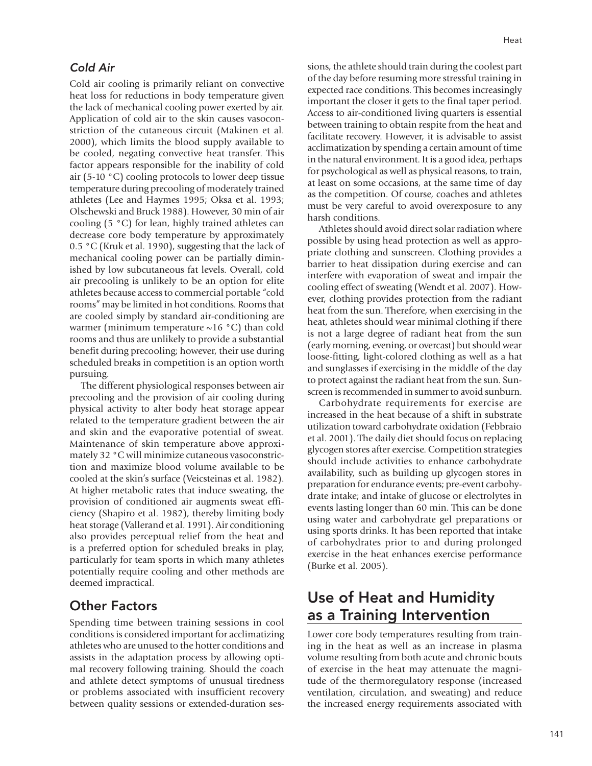### *Cold Air*

Cold air cooling is primarily reliant on convective heat loss for reductions in body temperature given the lack of mechanical cooling power exerted by air. Application of cold air to the skin causes vasoconstriction of the cutaneous circuit (Makinen et al. 2000), which limits the blood supply available to be cooled, negating convective heat transfer. This factor appears responsible for the inability of cold air (5-10 °C) cooling protocols to lower deep tissue temperature during precooling of moderately trained athletes (Lee and Haymes 1995; Oksa et al. 1993; Olschewski and Bruck 1988). However, 30 min of air cooling (5 °C) for lean, highly trained athletes can decrease core body temperature by approximately 0.5 °C (Kruk et al. 1990), suggesting that the lack of mechanical cooling power can be partially diminished by low subcutaneous fat levels. Overall, cold air precooling is unlikely to be an option for elite athletes because access to commercial portable "cold rooms" may be limited in hot conditions. Rooms that are cooled simply by standard air-conditioning are warmer (minimum temperature ~16 °C) than cold rooms and thus are unlikely to provide a substantial benefit during precooling; however, their use during scheduled breaks in competition is an option worth pursuing.

The different physiological responses between air precooling and the provision of air cooling during physical activity to alter body heat storage appear related to the temperature gradient between the air and skin and the evaporative potential of sweat. Maintenance of skin temperature above approximately 32 °C will minimize cutaneous vasoconstriction and maximize blood volume available to be cooled at the skin's surface (Veicsteinas et al. 1982). At higher metabolic rates that induce sweating, the provision of conditioned air augments sweat efficiency (Shapiro et al. 1982), thereby limiting body heat storage (Vallerand et al. 1991). Air conditioning also provides perceptual relief from the heat and is a preferred option for scheduled breaks in play, particularly for team sports in which many athletes potentially require cooling and other methods are deemed impractical.

## Other Factors

Spending time between training sessions in cool conditions is considered important for acclimatizing athletes who are unused to the hotter conditions and assists in the adaptation process by allowing optimal recovery following training. Should the coach and athlete detect symptoms of unusual tiredness or problems associated with insufficient recovery between quality sessions or extended-duration sessions, the athlete should train during the coolest part of the day before resuming more stressful training in expected race conditions. This becomes increasingly important the closer it gets to the final taper period. Access to air-conditioned living quarters is essential between training to obtain respite from the heat and facilitate recovery. However, it is advisable to assist acclimatization by spending a certain amount of time in the natural environment. It is a good idea, perhaps for psychological as well as physical reasons, to train, at least on some occasions, at the same time of day as the competition. Of course, coaches and athletes must be very careful to avoid overexposure to any harsh conditions.

Athletes should avoid direct solar radiation where possible by using head protection as well as appropriate clothing and sunscreen. Clothing provides a barrier to heat dissipation during exercise and can interfere with evaporation of sweat and impair the cooling effect of sweating (Wendt et al. 2007). However, clothing provides protection from the radiant heat from the sun. Therefore, when exercising in the heat, athletes should wear minimal clothing if there is not a large degree of radiant heat from the sun (early morning, evening, or overcast) but should wear loose-fitting, light-colored clothing as well as a hat and sunglasses if exercising in the middle of the day to protect against the radiant heat from the sun. Sunscreen is recommended in summer to avoid sunburn.

Carbohydrate requirements for exercise are increased in the heat because of a shift in substrate utilization toward carbohydrate oxidation (Febbraio et al. 2001). The daily diet should focus on replacing glycogen stores after exercise. Competition strategies should include activities to enhance carbohydrate availability, such as building up glycogen stores in preparation for endurance events; pre-event carbohydrate intake; and intake of glucose or electrolytes in events lasting longer than 60 min. This can be done using water and carbohydrate gel preparations or using sports drinks. It has been reported that intake of carbohydrates prior to and during prolonged exercise in the heat enhances exercise performance (Burke et al. 2005).

# Use of Heat and Humidity as a Training Intervention

Lower core body temperatures resulting from training in the heat as well as an increase in plasma volume resulting from both acute and chronic bouts of exercise in the heat may attenuate the magnitude of the thermoregulatory response (increased ventilation, circulation, and sweating) and reduce the increased energy requirements associated with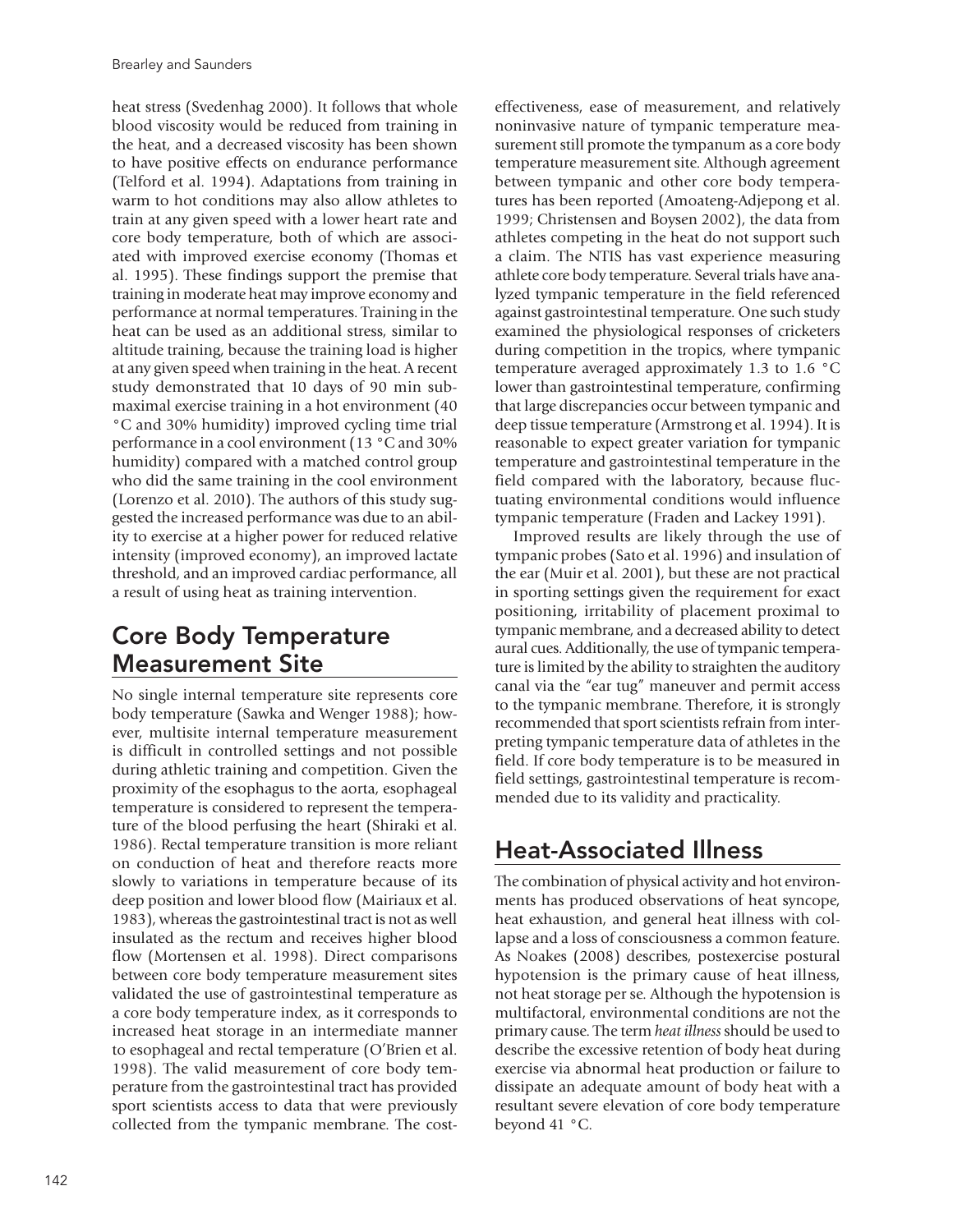heat stress (Svedenhag 2000). It follows that whole blood viscosity would be reduced from training in the heat, and a decreased viscosity has been shown to have positive effects on endurance performance (Telford et al. 1994). Adaptations from training in warm to hot conditions may also allow athletes to train at any given speed with a lower heart rate and core body temperature, both of which are associated with improved exercise economy (Thomas et al. 1995). These findings support the premise that training in moderate heat may improve economy and performance at normal temperatures. Training in the heat can be used as an additional stress, similar to altitude training, because the training load is higher at any given speed when training in the heat. A recent study demonstrated that 10 days of 90 min submaximal exercise training in a hot environment (40 °C and 30% humidity) improved cycling time trial performance in a cool environment (13 °C and 30% humidity) compared with a matched control group who did the same training in the cool environment (Lorenzo et al. 2010). The authors of this study suggested the increased performance was due to an ability to exercise at a higher power for reduced relative intensity (improved economy), an improved lactate threshold, and an improved cardiac performance, all a result of using heat as training intervention.

## Core Body Temperature Measurement Site

No single internal temperature site represents core body temperature (Sawka and Wenger 1988); however, multisite internal temperature measurement is difficult in controlled settings and not possible during athletic training and competition. Given the proximity of the esophagus to the aorta, esophageal temperature is considered to represent the temperature of the blood perfusing the heart (Shiraki et al. 1986). Rectal temperature transition is more reliant on conduction of heat and therefore reacts more slowly to variations in temperature because of its deep position and lower blood flow (Mairiaux et al. 1983), whereas the gastrointestinal tract is not as well insulated as the rectum and receives higher blood flow (Mortensen et al. 1998). Direct comparisons between core body temperature measurement sites validated the use of gastrointestinal temperature as a core body temperature index, as it corresponds to increased heat storage in an intermediate manner to esophageal and rectal temperature (O'Brien et al. 1998). The valid measurement of core body temperature from the gastrointestinal tract has provided sport scientists access to data that were previously collected from the tympanic membrane. The cost-effectiveness, ease of measurement, and relatively noninvasive nature of tympanic temperature measurement still promote the tympanum as a core body temperature measurement site. Although agreement between tympanic and other core body temperatures has been reported (Amoateng-Adjepong et al. 1999; Christensen and Boysen 2002), the data from athletes competing in the heat do not support such a claim. The NTIS has vast experience measuring athlete core body temperature. Several trials have analyzed tympanic temperature in the field referenced against gastrointestinal temperature. One such study examined the physiological responses of cricketers during competition in the tropics, where tympanic temperature averaged approximately 1.3 to 1.6 °C lower than gastrointestinal temperature, confirming that large discrepancies occur between tympanic and deep tissue temperature (Armstrong et al. 1994). It is reasonable to expect greater variation for tympanic temperature and gastrointestinal temperature in the field compared with the laboratory, because fluctuating environmental conditions would influence tympanic temperature (Fraden and Lackey 1991).

Improved results are likely through the use of tympanic probes (Sato et al. 1996) and insulation of the ear (Muir et al. 2001), but these are not practical in sporting settings given the requirement for exact positioning, irritability of placement proximal to tympanic membrane, and a decreased ability to detect aural cues. Additionally, the use of tympanic temperature is limited by the ability to straighten the auditory canal via the "ear tug" maneuver and permit access to the tympanic membrane. Therefore, it is strongly recommended that sport scientists refrain from interpreting tympanic temperature data of athletes in the field. If core body temperature is to be measured in field settings, gastrointestinal temperature is recommended due to its validity and practicality.

## Heat-Associated Illness

The combination of physical activity and hot environments has produced observations of heat syncope, heat exhaustion, and general heat illness with collapse and a loss of consciousness a common feature. As Noakes (2008) describes, postexercise postural hypotension is the primary cause of heat illness, not heat storage per se. Although the hypotension is multifactoral, environmental conditions are not the primary cause. The term *heat illness* should be used to describe the excessive retention of body heat during exercise via abnormal heat production or failure to dissipate an adequate amount of body heat with a resultant severe elevation of core body temperature beyond 41 °C.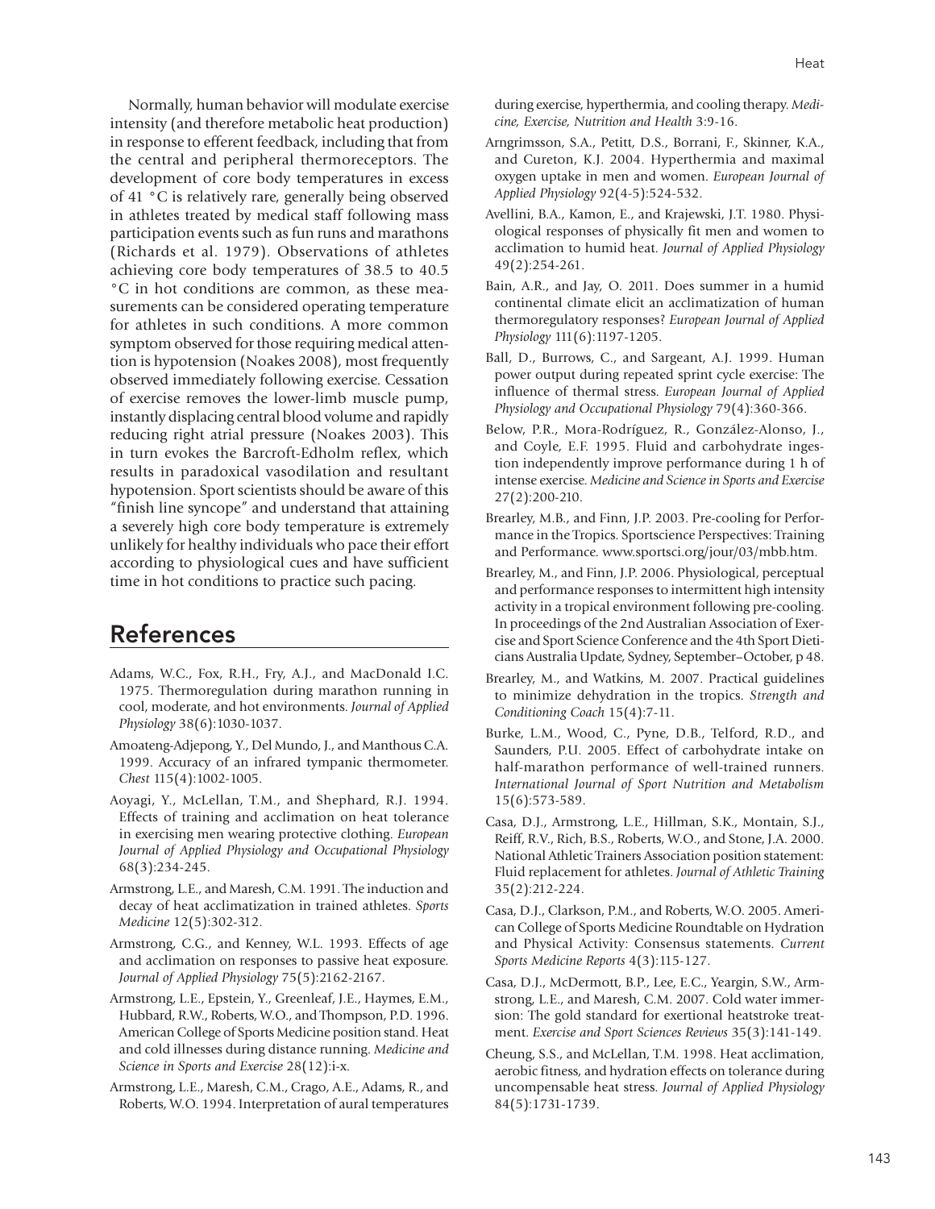Normally, human behavior will modulate exercise intensity (and therefore metabolic heat production) in response to efferent feedback, including that from the central and peripheral thermoreceptors. The development of core body temperatures in excess of 41 °C is relatively rare, generally being observed in athletes treated by medical staff following mass participation events such as fun runs and marathons (Richards et al. 1979). Observations of athletes achieving core body temperatures of 38.5 to 40.5 °C in hot conditions are common, as these measurements can be considered operating temperature for athletes in such conditions. A more common symptom observed for those requiring medical attention is hypotension (Noakes 2008), most frequently observed immediately following exercise. Cessation of exercise removes the lower-limb muscle pump, instantly displacing central blood volume and rapidly reducing right atrial pressure (Noakes 2003). This in turn evokes the Barcroft-Edholm reflex, which results in paradoxical vasodilation and resultant hypotension. Sport scientists should be aware of this "finish line syncope" and understand that attaining a severely high core body temperature is extremely unlikely for healthy individuals who pace their effort according to physiological cues and have sufficient time in hot conditions to practice such pacing.

## References

Adams, W.C., Fox, R.H., Fry, A.J., and MacDonald I.C. 1975. Thermoregulation during marathon running in cool, moderate, and hot environments. *Journal of Applied Physiology* 38(6):1030-1037.

Amoateng-Adjepong, Y., Del Mundo, J., and Manthous C.A. 1999. Accuracy of an infrared tympanic thermometer. *Chest* 115(4):1002-1005.

Aoyagi, Y., McLellan, T.M., and Shephard, R.J. 1994. Effects of training and acclimation on heat tolerance in exercising men wearing protective clothing. *European Journal of Applied Physiology and Occupational Physiology* 68(3):234-245.

Armstrong, L.E., and Maresh, C.M. 1991. The induction and decay of heat acclimatization in trained athletes. *Sports Medicine* 12(5):302-312.

Armstrong, C.G., and Kenney, W.L. 1993. Effects of age and acclimation on responses to passive heat exposure. *Journal of Applied Physiology* 75(5):2162-2167.

Armstrong, L.E., Epstein, Y., Greenleaf, J.E., Haymes, E.M., Hubbard, R.W., Roberts, W.O., and Thompson, P.D. 1996. American College of Sports Medicine position stand. Heat and cold illnesses during distance running. *Medicine and Science in Sports and Exercise* 28(12):i-x.

Armstrong, L.E., Maresh, C.M., Crago, A.E., Adams, R., and Roberts, W.O. 1994. Interpretation of aural temperatures during exercise, hyperthermia, and cooling therapy. *Medicine, Exercise, Nutrition and Health* 3:9-16.

Arngrimsson, S.A., Petitt, D.S., Borrani, F., Skinner, K.A., and Cureton, K.J. 2004. Hyperthermia and maximal oxygen uptake in men and women. *European Journal of Applied Physiology* 92(4-5):524-532.

Avellini, B.A., Kamon, E., and Krajewski, J.T. 1980. Physiological responses of physically fit men and women to acclimation to humid heat. *Journal of Applied Physiology* 49(2):254-261.

Bain, A.R., and Jay, O. 2011. Does summer in a humid continental climate elicit an acclimatization of human thermoregulatory responses? *European Journal of Applied Physiology* 111(6):1197-1205.

Ball, D., Burrows, C., and Sargeant, A.J. 1999. Human power output during repeated sprint cycle exercise: The influence of thermal stress. *European Journal of Applied Physiology and Occupational Physiology* 79(4):360-366.

Below, P.R., Mora-Rodríguez, R., González-Alonso, J., and Coyle, E.F. 1995. Fluid and carbohydrate ingestion independently improve performance during 1 h of intense exercise. *Medicine and Science in Sports and Exercise* 27(2):200-210.

Brearley, M.B., and Finn, J.P. 2003. Pre-cooling for Performance in the Tropics. Sportscience Perspectives: Training and Performance. www.sportsci.org/jour/03/mbb.htm.

Brearley, M., and Finn, J.P. 2006. Physiological, perceptual and performance responses to intermittent high intensity activity in a tropical environment following pre-cooling. In proceedings of the 2nd Australian Association of Exercise and Sport Science Conference and the 4th Sport Dieticians Australia Update, Sydney, September–October, p 48.

Brearley, M., and Watkins, M. 2007. Practical guidelines to minimize dehydration in the tropics. *Strength and Conditioning Coach* 15(4):7-11.

Burke, L.M., Wood, C., Pyne, D.B., Telford, R.D., and Saunders, P.U. 2005. Effect of carbohydrate intake on half-marathon performance of well-trained runners. *International Journal of Sport Nutrition and Metabolism* 15(6):573-589.

Casa, D.J., Armstrong, L.E., Hillman, S.K., Montain, S.J., Reiff, R.V., Rich, B.S., Roberts, W.O., and Stone, J.A. 2000. National Athletic Trainers Association position statement: Fluid replacement for athletes. *Journal of Athletic Training* 35(2):212-224.

Casa, D.J., Clarkson, P.M., and Roberts, W.O. 2005. American College of Sports Medicine Roundtable on Hydration and Physical Activity: Consensus statements. *Current Sports Medicine Reports* 4(3):115-127.

Casa, D.J., McDermott, B.P., Lee, E.C., Yeargin, S.W., Armstrong, L.E., and Maresh, C.M. 2007. Cold water immersion: The gold standard for exertional heatstroke treatment. *Exercise and Sport Sciences Reviews* 35(3):141-149.

Cheung, S.S., and McLellan, T.M. 1998. Heat acclimation, aerobic fitness, and hydration effects on tolerance during uncompensable heat stress. *Journal of Applied Physiology* 84(5):1731-1739.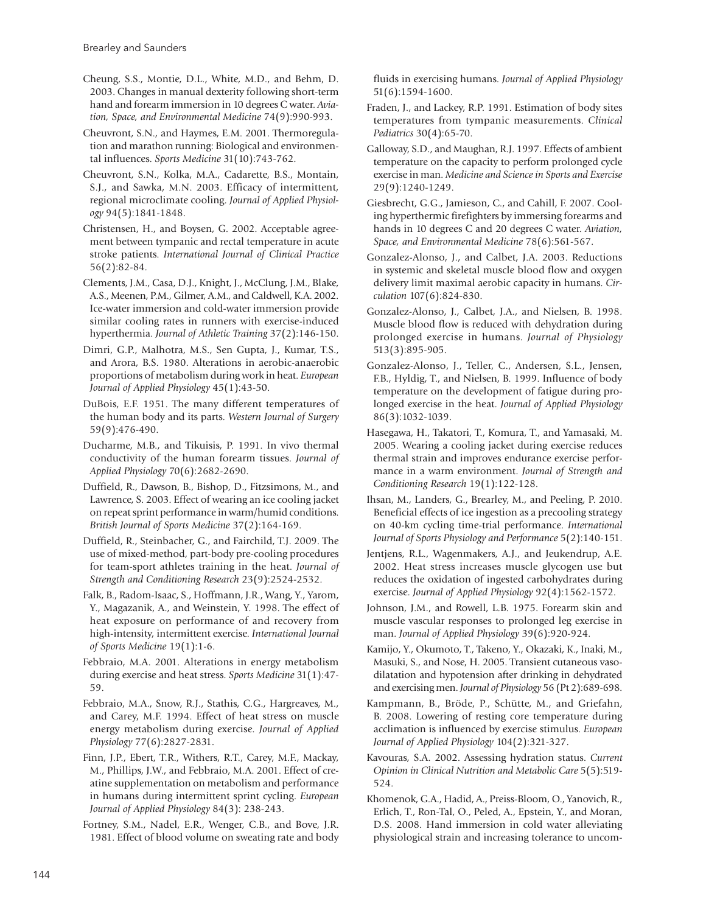Cheung, S.S., Montie, D.L., White, M.D., and Behm, D. 2003. Changes in manual dexterity following short-term hand and forearm immersion in 10 degrees C water. *Aviation, Space, and Environmental Medicine* 74(9):990-993.

Cheuvront, S.N., and Haymes, E.M. 2001. Thermoregulation and marathon running: Biological and environmental influences. *Sports Medicine* 31(10):743-762.

Cheuvront, S.N., Kolka, M.A., Cadarette, B.S., Montain, S.J., and Sawka, M.N. 2003. Efficacy of intermittent, regional microclimate cooling. *Journal of Applied Physiology* 94(5):1841-1848.

Christensen, H., and Boysen, G. 2002. Acceptable agreement between tympanic and rectal temperature in acute stroke patients. *International Journal of Clinical Practice* 56(2):82-84.

Clements, J.M., Casa, D.J., Knight, J., McClung, J.M., Blake, A.S., Meenen, P.M., Gilmer, A.M., and Caldwell, K.A. 2002. Ice-water immersion and cold-water immersion provide similar cooling rates in runners with exercise-induced hyperthermia. *Journal of Athletic Training* 37(2):146-150.

Dimri, G.P., Malhotra, M.S., Sen Gupta, J., Kumar, T.S., and Arora, B.S. 1980. Alterations in aerobic-anaerobic proportions of metabolism during work in heat. *European Journal of Applied Physiology* 45(1):43-50.

DuBois, E.F. 1951. The many different temperatures of the human body and its parts. *Western Journal of Surgery* 59(9):476-490.

Ducharme, M.B., and Tikuisis, P. 1991. In vivo thermal conductivity of the human forearm tissues. *Journal of Applied Physiology* 70(6):2682-2690.

Duffield, R., Dawson, B., Bishop, D., Fitzsimons, M., and Lawrence, S. 2003. Effect of wearing an ice cooling jacket on repeat sprint performance in warm/humid conditions. *British Journal of Sports Medicine* 37(2):164-169.

Duffield, R., Steinbacher, G., and Fairchild, T.J. 2009. The use of mixed-method, part-body pre-cooling procedures for team-sport athletes training in the heat. *Journal of Strength and Conditioning Research* 23(9):2524-2532.

Falk, B., Radom-Isaac, S., Hoffmann, J.R., Wang, Y., Yarom, Y., Magazanik, A., and Weinstein, Y. 1998. The effect of heat exposure on performance of and recovery from high-intensity, intermittent exercise. *International Journal of Sports Medicine* 19(1):1-6.

Febbraio, M.A. 2001. Alterations in energy metabolism during exercise and heat stress. *Sports Medicine* 31(1):47-59.

Febbraio, M.A., Snow, R.J., Stathis, C.G., Hargreaves, M., and Carey, M.F. 1994. Effect of heat stress on muscle energy metabolism during exercise. *Journal of Applied Physiology* 77(6):2827-2831.

Finn, J.P., Ebert, T.R., Withers, R.T., Carey, M.F., Mackay, M., Phillips, J.W., and Febbraio, M.A. 2001. Effect of creatine supplementation on metabolism and performance in humans during intermittent sprint cycling. *European Journal of Applied Physiology* 84(3): 238-243.

Fortney, S.M., Nadel, E.R., Wenger, C.B., and Bove, J.R. 1981. Effect of blood volume on sweating rate and body fluids in exercising humans. *Journal of Applied Physiology* 51(6):1594-1600.

Fraden, J., and Lackey, R.P. 1991. Estimation of body sites temperatures from tympanic measurements. *Clinical Pediatrics* 30(4):65-70.

Galloway, S.D., and Maughan, R.J. 1997. Effects of ambient temperature on the capacity to perform prolonged cycle exercise in man. *Medicine and Science in Sports and Exercise* 29(9):1240-1249.

Giesbrecht, G.G., Jamieson, C., and Cahill, F. 2007. Cooling hyperthermic firefighters by immersing forearms and hands in 10 degrees C and 20 degrees C water. *Aviation, Space, and Environmental Medicine* 78(6):561-567.

Gonzalez-Alonso, J., and Calbet, J.A. 2003. Reductions in systemic and skeletal muscle blood flow and oxygen delivery limit maximal aerobic capacity in humans. *Circulation* 107(6):824-830.

Gonzalez-Alonso, J., Calbet, J.A., and Nielsen, B. 1998. Muscle blood flow is reduced with dehydration during prolonged exercise in humans. *Journal of Physiology* 513(3):895-905.

Gonzalez-Alonso, J., Teller, C., Andersen, S.L., Jensen, F.B., Hyldig, T., and Nielsen, B. 1999. Influence of body temperature on the development of fatigue during prolonged exercise in the heat. *Journal of Applied Physiology* 86(3):1032-1039.

Hasegawa, H., Takatori, T., Komura, T., and Yamasaki, M. 2005. Wearing a cooling jacket during exercise reduces thermal strain and improves endurance exercise performance in a warm environment. *Journal of Strength and Conditioning Research* 19(1):122-128.

Ihsan, M., Landers, G., Brearley, M., and Peeling, P. 2010. Beneficial effects of ice ingestion as a precooling strategy on 40-km cycling time-trial performance. *International Journal of Sports Physiology and Performance* 5(2):140-151.

Jentjens, R.L., Wagenmakers, A.J., and Jeukendrup, A.E. 2002. Heat stress increases muscle glycogen use but reduces the oxidation of ingested carbohydrates during exercise. *Journal of Applied Physiology* 92(4):1562-1572.

Johnson, J.M., and Rowell, L.B. 1975. Forearm skin and muscle vascular responses to prolonged leg exercise in man. *Journal of Applied Physiology* 39(6):920-924.

Kamijo, Y., Okumoto, T., Takeno, Y., Okazaki, K., Inaki, M., Masuki, S., and Nose, H. 2005. Transient cutaneous vasodilatation and hypotension after drinking in dehydrated and exercising men. *Journal of Physiology* 56 (Pt 2):689-698.

Kampmann, B., Bröde, P., Schütte, M., and Griefahn, B. 2008. Lowering of resting core temperature during acclimation is influenced by exercise stimulus. *European Journal of Applied Physiology* 104(2):321-327.

Kavouras, S.A. 2002. Assessing hydration status. *Current Opinion in Clinical Nutrition and Metabolic Care* 5(5):519-524.

Khomenok, G.A., Hadid, A., Preiss-Bloom, O., Yanovich, R., Erlich, T., Ron-Tal, O., Peled, A., Epstein, Y., and Moran, D.S. 2008. Hand immersion in cold water alleviating physiological strain and increasing tolerance to uncom-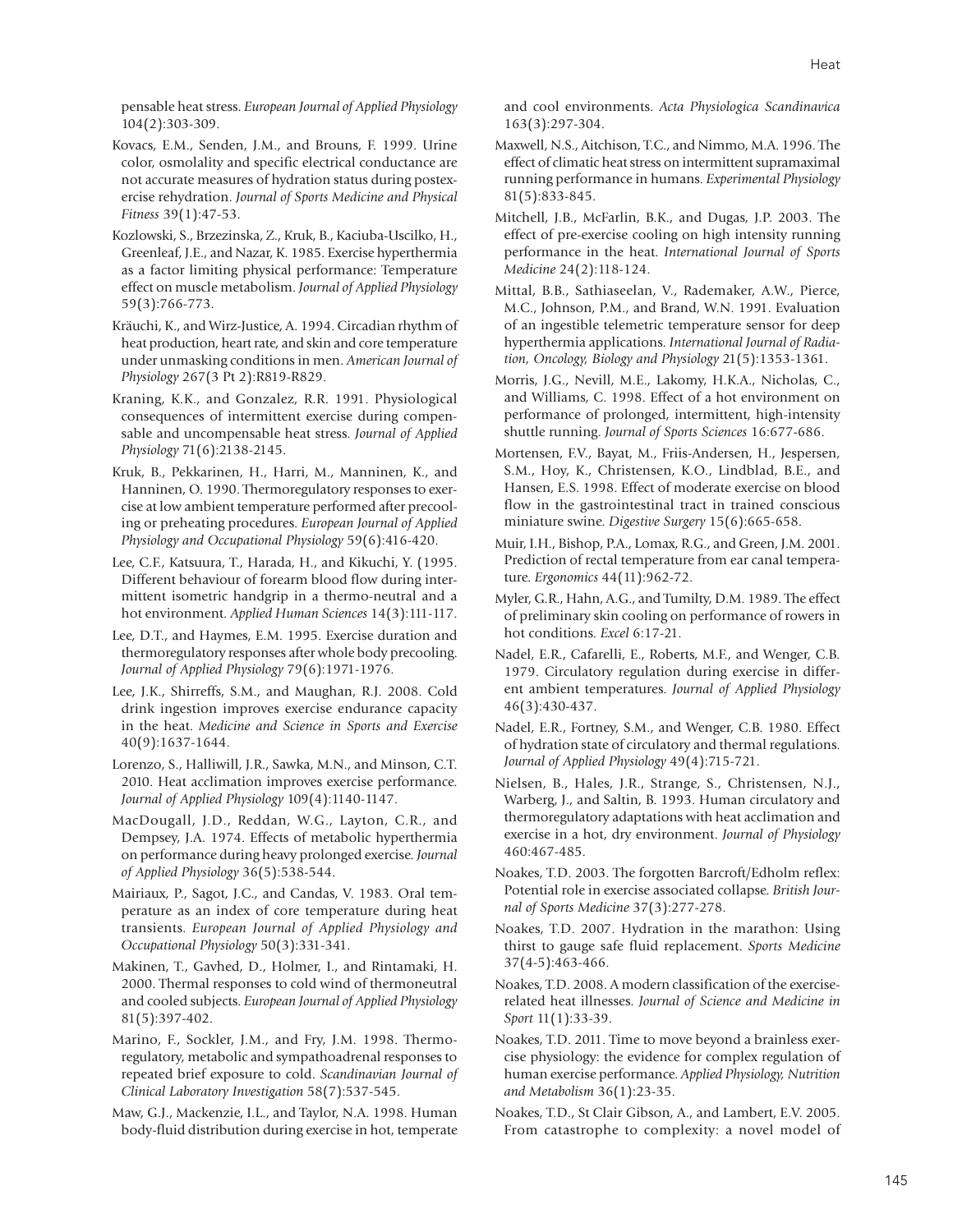pensable heat stress. *European Journal of Applied Physiology* 104(2):303-309.

Kovacs, E.M., Senden, J.M., and Brouns, F. 1999. Urine color, osmolality and specific electrical conductance are not accurate measures of hydration status during postexercise rehydration. *Journal of Sports Medicine and Physical Fitness* 39(1):47-53.

Kozlowski, S., Brzezinska, Z., Kruk, B., Kaciuba-Uscilko, H., Greenleaf, J.E., and Nazar, K. 1985. Exercise hyperthermia as a factor limiting physical performance: Temperature effect on muscle metabolism. *Journal of Applied Physiology* 59(3):766-773.

Kräuchi, K., and Wirz-Justice, A. 1994. Circadian rhythm of heat production, heart rate, and skin and core temperature under unmasking conditions in men. *American Journal of Physiology* 267(3 Pt 2):R819-R829.

Kraning, K.K., and Gonzalez, R.R. 1991. Physiological consequences of intermittent exercise during compensable and uncompensable heat stress. *Journal of Applied Physiology* 71(6):2138-2145.

Kruk, B., Pekkarinen, H., Harri, M., Manninen, K., and Hanninen, O. 1990. Thermoregulatory responses to exercise at low ambient temperature performed after precooling or preheating procedures. *European Journal of Applied Physiology and Occupational Physiology* 59(6):416-420.

Lee, C.F., Katsuura, T., Harada, H., and Kikuchi, Y. (1995. Different behaviour of forearm blood flow during intermittent isometric handgrip in a thermo-neutral and a hot environment. *Applied Human Sciences* 14(3):111-117.

Lee, D.T., and Haymes, E.M. 1995. Exercise duration and thermoregulatory responses after whole body precooling. *Journal of Applied Physiology* 79(6):1971-1976.

Lee, J.K., Shirreffs, S.M., and Maughan, R.J. 2008. Cold drink ingestion improves exercise endurance capacity in the heat. *Medicine and Science in Sports and Exercise* 40(9):1637-1644.

Lorenzo, S., Halliwill, J.R., Sawka, M.N., and Minson, C.T. 2010. Heat acclimation improves exercise performance. *Journal of Applied Physiology* 109(4):1140-1147.

MacDougall, J.D., Reddan, W.G., Layton, C.R., and Dempsey, J.A. 1974. Effects of metabolic hyperthermia on performance during heavy prolonged exercise. *Journal of Applied Physiology* 36(5):538-544.

Mairiaux, P., Sagot, J.C., and Candas, V. 1983. Oral temperature as an index of core temperature during heat transients. *European Journal of Applied Physiology and Occupational Physiology* 50(3):331-341.

Makinen, T., Gavhed, D., Holmer, I., and Rintamaki, H. 2000. Thermal responses to cold wind of thermoneutral and cooled subjects. *European Journal of Applied Physiology* 81(5):397-402.

Marino, F., Sockler, J.M., and Fry, J.M. 1998. Thermoregulatory, metabolic and sympathoadrenal responses to repeated brief exposure to cold. *Scandinavian Journal of Clinical Laboratory Investigation* 58(7):537-545.

Maw, G.J., Mackenzie, I.L., and Taylor, N.A. 1998. Human body-fluid distribution during exercise in hot, temperate and cool environments. *Acta Physiologica Scandinavica* 163(3):297-304.

Maxwell, N.S., Aitchison, T.C., and Nimmo, M.A. 1996. The effect of climatic heat stress on intermittent supramaximal running performance in humans. *Experimental Physiology* 81(5):833-845.

Mitchell, J.B., McFarlin, B.K., and Dugas, J.P. 2003. The effect of pre-exercise cooling on high intensity running performance in the heat. *International Journal of Sports Medicine* 24(2):118-124.

Mittal, B.B., Sathiaseelan, V., Rademaker, A.W., Pierce, M.C., Johnson, P.M., and Brand, W.N. 1991. Evaluation of an ingestible telemetric temperature sensor for deep hyperthermia applications. *International Journal of Radiation, Oncology, Biology and Physiology* 21(5):1353-1361.

Morris, J.G., Nevill, M.E., Lakomy, H.K.A., Nicholas, C., and Williams, C. 1998. Effect of a hot environment on performance of prolonged, intermittent, high-intensity shuttle running. *Journal of Sports Sciences* 16:677-686.

Mortensen, F.V., Bayat, M., Friis-Andersen, H., Jespersen, S.M., Hoy, K., Christensen, K.O., Lindblad, B.E., and Hansen, E.S. 1998. Effect of moderate exercise on blood flow in the gastrointestinal tract in trained conscious miniature swine. *Digestive Surgery* 15(6):665-658.

Muir, I.H., Bishop, P.A., Lomax, R.G., and Green, J.M. 2001. Prediction of rectal temperature from ear canal temperature. *Ergonomics* 44(11):962-72.

Myler, G.R., Hahn, A.G., and Tumilty, D.M. 1989. The effect of preliminary skin cooling on performance of rowers in hot conditions. *Excel* 6:17-21.

Nadel, E.R., Cafarelli, E., Roberts, M.F., and Wenger, C.B. 1979. Circulatory regulation during exercise in different ambient temperatures. *Journal of Applied Physiology* 46(3):430-437.

Nadel, E.R., Fortney, S.M., and Wenger, C.B. 1980. Effect of hydration state of circulatory and thermal regulations. *Journal of Applied Physiology* 49(4):715-721.

Nielsen, B., Hales, J.R., Strange, S., Christensen, N.J., Warberg, J., and Saltin, B. 1993. Human circulatory and thermoregulatory adaptations with heat acclimation and exercise in a hot, dry environment. *Journal of Physiology* 460:467-485.

Noakes, T.D. 2003. The forgotten Barcroft/Edholm reflex: Potential role in exercise associated collapse. *British Journal of Sports Medicine* 37(3):277-278.

Noakes, T.D. 2007. Hydration in the marathon: Using thirst to gauge safe fluid replacement. *Sports Medicine* 37(4-5):463-466.

Noakes, T.D. 2008. A modern classification of the exercise-related heat illnesses. *Journal of Science and Medicine in Sport* 11(1):33-39.

Noakes, T.D. 2011. Time to move beyond a brainless exercise physiology: the evidence for complex regulation of human exercise performance. *Applied Physiology, Nutrition and Metabolism* 36(1):23-35.

Noakes, T.D., St Clair Gibson, A., and Lambert, E.V. 2005. From catastrophe to complexity: a novel model of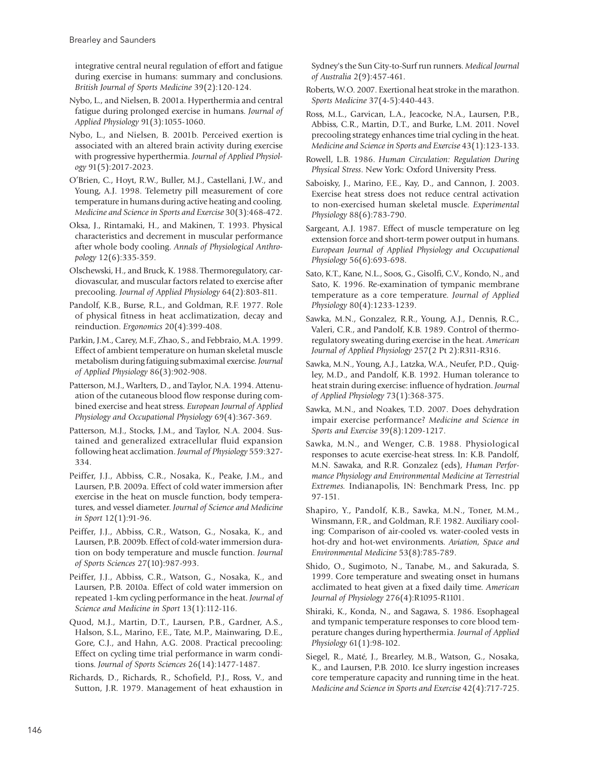integrative central neural regulation of effort and fatigue during exercise in humans: summary and conclusions. *British Journal of Sports Medicine* 39(2):120-124.

Nybo, L., and Nielsen, B. 2001a. Hyperthermia and central fatigue during prolonged exercise in humans. *Journal of Applied Physiology* 91(3):1055-1060.

Nybo, L., and Nielsen, B. 2001b. Perceived exertion is associated with an altered brain activity during exercise with progressive hyperthermia. *Journal of Applied Physiology* 91(5):2017-2023.

O'Brien, C., Hoyt, R.W., Buller, M.J., Castellani, J.W., and Young, A.J. 1998. Telemetry pill measurement of core temperature in humans during active heating and cooling. *Medicine and Science in Sports and Exercise* 30(3):468-472.

Oksa, J., Rintamaki, H., and Makinen, T. 1993. Physical characteristics and decrement in muscular performance after whole body cooling. *Annals of Physiological Anthropology* 12(6):335-359.

Olschewski, H., and Bruck, K. 1988. Thermoregulatory, cardiovascular, and muscular factors related to exercise after precooling. *Journal of Applied Physiology* 64(2):803-811.

Pandolf, K.B., Burse, R.L., and Goldman, R.F. 1977. Role of physical fitness in heat acclimatization, decay and reinduction. *Ergonomics* 20(4):399-408.

Parkin, J.M., Carey, M.F., Zhao, S., and Febbraio, M.A. 1999. Effect of ambient temperature on human skeletal muscle metabolism during fatiguing submaximal exercise. *Journal of Applied Physiology* 86(3):902-908.

Patterson, M.J., Warlters, D., and Taylor, N.A. 1994. Attenuation of the cutaneous blood flow response during combined exercise and heat stress. *European Journal of Applied Physiology and Occupational Physiology* 69(4):367-369.

Patterson, M.J., Stocks, J.M., and Taylor, N.A. 2004. Sustained and generalized extracellular fluid expansion following heat acclimation. *Journal of Physiology* 559:327-334.

Peiffer, J.J., Abbiss, C.R., Nosaka, K., Peake, J.M., and Laursen, P.B. 2009a. Effect of cold water immersion after exercise in the heat on muscle function, body temperatures, and vessel diameter. *Journal of Science and Medicine in Sport* 12(1):91-96.

Peiffer, J.J., Abbiss, C.R., Watson, G., Nosaka, K., and Laursen, P.B. 2009b. Effect of cold-water immersion duration on body temperature and muscle function. *Journal of Sports Sciences* 27(10):987-993.

Peiffer, J.J., Abbiss, C.R., Watson, G., Nosaka, K., and Laursen, P.B. 2010a. Effect of cold water immersion on repeated 1-km cycling performance in the heat. *Journal of Science and Medicine in Sport* 13(1):112-116.

Quod, M.J., Martin, D.T., Laursen, P.B., Gardner, A.S., Halson, S.L., Marino, F.E., Tate, M.P., Mainwaring, D.E., Gore, C.J., and Hahn, A.G. 2008. Practical precooling: Effect on cycling time trial performance in warm conditions. *Journal of Sports Sciences* 26(14):1477-1487.

Richards, D., Richards, R., Schofield, P.J., Ross, V., and Sutton, J.R. 1979. Management of heat exhaustion in Sydney's the Sun City-to-Surf run runners. *Medical Journal of Australia* 2(9):457-461.

Roberts, W.O. 2007. Exertional heat stroke in the marathon. *Sports Medicine* 37(4-5):440-443.

Ross, M.L., Garvican, L.A., Jeacocke, N.A., Laursen, P.B., Abbiss, C.R., Martin, D.T., and Burke, L.M. 2011. Novel precooling strategy enhances time trial cycling in the heat. *Medicine and Science in Sports and Exercise* 43(1):123-133.

Rowell, L.B. 1986. *Human Circulation: Regulation During Physical Stress*. New York: Oxford University Press.

Saboisky, J., Marino, F.E., Kay, D., and Cannon, J. 2003. Exercise heat stress does not reduce central activation to non-exercised human skeletal muscle. *Experimental Physiology* 88(6):783-790.

Sargeant, A.J. 1987. Effect of muscle temperature on leg extension force and short-term power output in humans. *European Journal of Applied Physiology and Occupational Physiology* 56(6):693-698.

Sato, K.T., Kane, N.L., Soos, G., Gisolfi, C.V., Kondo, N., and Sato, K. 1996. Re-examination of tympanic membrane temperature as a core temperature. *Journal of Applied Physiology* 80(4):1233-1239.

Sawka, M.N., Gonzalez, R.R., Young, A.J., Dennis, R.C., Valeri, C.R., and Pandolf, K.B. 1989. Control of thermoregulatory sweating during exercise in the heat. *American Journal of Applied Physiology* 257(2 Pt 2):R311-R316.

Sawka, M.N., Young, A.J., Latzka, W.A., Neufer, P.D., Quigley, M.D., and Pandolf, K.B. 1992. Human tolerance to heat strain during exercise: influence of hydration. *Journal of Applied Physiology* 73(1):368-375.

Sawka, M.N., and Noakes, T.D. 2007. Does dehydration impair exercise performance? *Medicine and Science in Sports and Exercise* 39(8):1209-1217.

Sawka, M.N., and Wenger, C.B. 1988. Physiological responses to acute exercise-heat stress. In: K.B. Pandolf, M.N. Sawaka, and R.R. Gonzalez (eds), *Human Performance Physiology and Environmental Medicine at Terrestrial Extremes.* Indianapolis, IN: Benchmark Press, Inc. pp 97-151.

Shapiro, Y., Pandolf, K.B., Sawka, M.N., Toner, M.M., Winsmann, F.R., and Goldman, R.F. 1982. Auxiliary cooling: Comparison of air-cooled vs. water-cooled vests in hot-dry and hot-wet environments. *Aviation, Space and Environmental Medicine* 53(8):785-789.

Shido, O., Sugimoto, N., Tanabe, M., and Sakurada, S. 1999. Core temperature and sweating onset in humans acclimated to heat given at a fixed daily time. *American Journal of Physiology* 276(4):R1095-R1101.

Shiraki, K., Konda, N., and Sagawa, S. 1986. Esophageal and tympanic temperature responses to core blood temperature changes during hyperthermia. *Journal of Applied Physiology* 61(1):98-102.

Siegel, R., Maté, J., Brearley, M.B., Watson, G., Nosaka, K., and Laursen, P.B. 2010. Ice slurry ingestion increases core temperature capacity and running time in the heat. *Medicine and Science in Sports and Exercise* 42(4):717-725.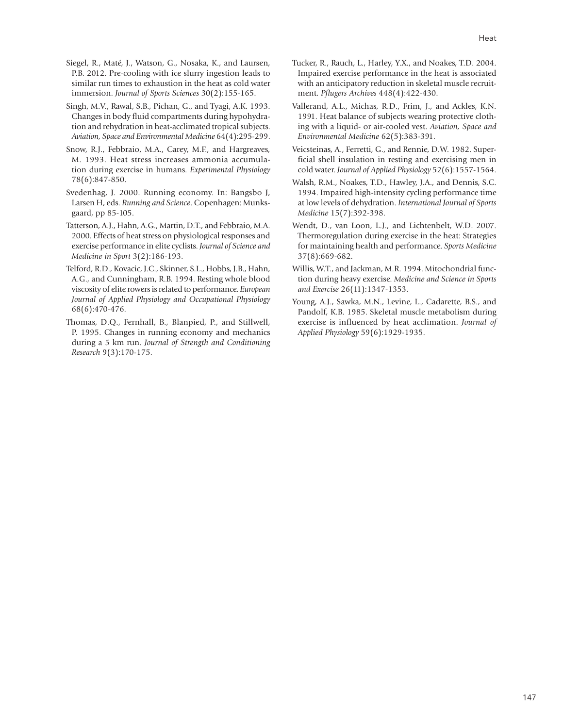Siegel, R., Maté, J., Watson, G., Nosaka, K., and Laursen, P.B. 2012. Pre-cooling with ice slurry ingestion leads to similar run times to exhaustion in the heat as cold water immersion. *Journal of Sports Sciences* 30(2):155-165.

Singh, M.V., Rawal, S.B., Pichan, G., and Tyagi, A.K. 1993. Changes in body fluid compartments during hypohydration and rehydration in heat-acclimated tropical subjects. *Aviation, Space and Environmental Medicine* 64(4):295-299.

Snow, R.J., Febbraio, M.A., Carey, M.F., and Hargreaves, M. 1993. Heat stress increases ammonia accumulation during exercise in humans. *Experimental Physiology* 78(6):847-850.

Svedenhag, J. 2000. Running economy. In: Bangsbo J, Larsen H, eds. *Running and Science*. Copenhagen: Munksgaard, pp 85-105.

Tatterson, A.J., Hahn, A.G., Martin, D.T., and Febbraio, M.A. 2000. Effects of heat stress on physiological responses and exercise performance in elite cyclists. *Journal of Science and Medicine in Sport* 3(2):186-193.

Telford, R.D., Kovacic, J.C., Skinner, S.L., Hobbs, J.B., Hahn, A.G., and Cunningham, R.B. 1994. Resting whole blood viscosity of elite rowers is related to performance. *European Journal of Applied Physiology and Occupational Physiology* 68(6):470-476.

Thomas, D.Q., Fernhall, B., Blanpied, P., and Stillwell, P. 1995. Changes in running economy and mechanics during a 5 km run. *Journal of Strength and Conditioning Research* 9(3):170-175.

Tucker, R., Rauch, L., Harley, Y.X., and Noakes, T.D. 2004. Impaired exercise performance in the heat is associated with an anticipatory reduction in skeletal muscle recruitment. *Pflugers Archives* 448(4):422-430.

Vallerand, A.L., Michas, R.D., Frim, J., and Ackles, K.N. 1991. Heat balance of subjects wearing protective clothing with a liquid- or air-cooled vest. *Aviation, Space and Environmental Medicine* 62(5):383-391.

Veicsteinas, A., Ferretti, G., and Rennie, D.W. 1982. Superficial shell insulation in resting and exercising men in cold water. *Journal of Applied Physiology* 52(6):1557-1564.

Walsh, R.M., Noakes, T.D., Hawley, J.A., and Dennis, S.C. 1994. Impaired high-intensity cycling performance time at low levels of dehydration. *International Journal of Sports Medicine* 15(7):392-398.

Wendt, D., van Loon, L.J., and Lichtenbelt, W.D. 2007. Thermoregulation during exercise in the heat: Strategies for maintaining health and performance. *Sports Medicine* 37(8):669-682.

Willis, W.T., and Jackman, M.R. 1994. Mitochondrial function during heavy exercise. *Medicine and Science in Sports and Exercise* 26(11):1347-1353.

Young, A.J., Sawka, M.N., Levine, L., Cadarette, B.S., and Pandolf, K.B. 1985. Skeletal muscle metabolism during exercise is influenced by heat acclimation. *Journal of Applied Physiology* 59(6):1929-1935.